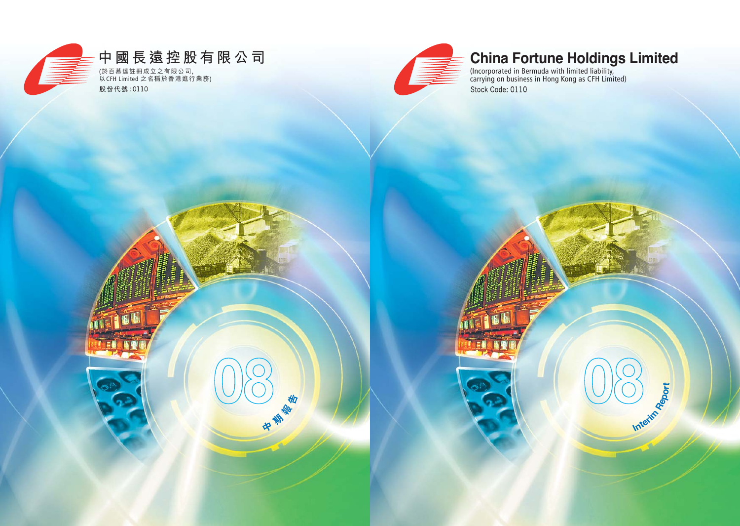# 中國長遠控股有限公司

(於百慕達註冊成立之有限公司，
以CFH Limited 之名稱於香港進行業務)

股份代號：0110

08

中期報告

# China Fortune Holdings Limited

(Incorporated in Bermuda with limited liability,
carrying on business in Hong Kong as CFH Limited)

Stock Code: 0110

08

Interim Report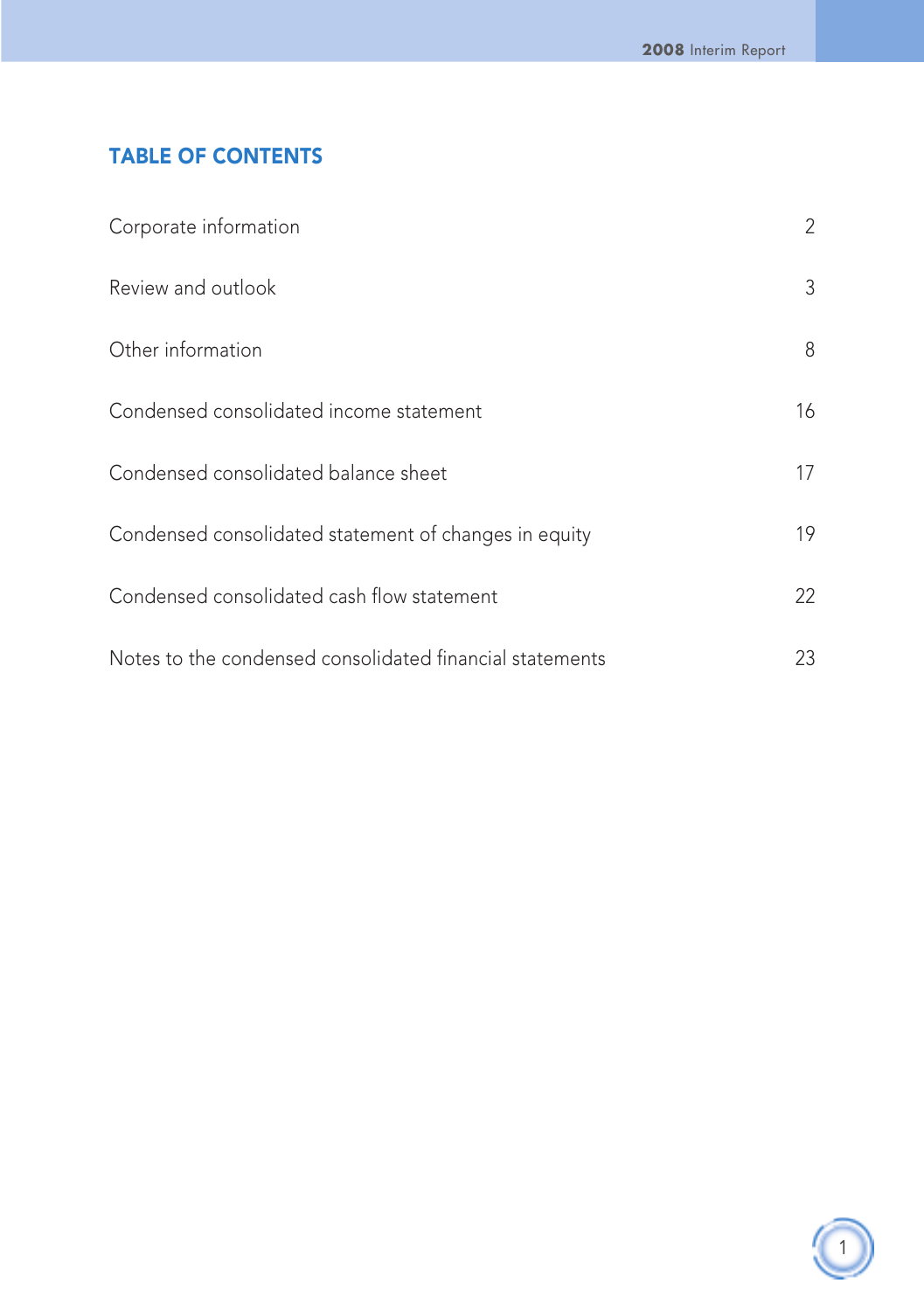## TABLE OF CONTENTS

| | |
|---|---|
| Corporate information | 2 |
| Review and outlook | 3 |
| Other information | 8 |
| Condensed consolidated income statement | 16 |
| Condensed consolidated balance sheet | 17 |
| Condensed consolidated statement of changes in equity | 19 |
| Condensed consolidated cash flow statement | 22 |
| Notes to the condensed consolidated financial statements | 23 |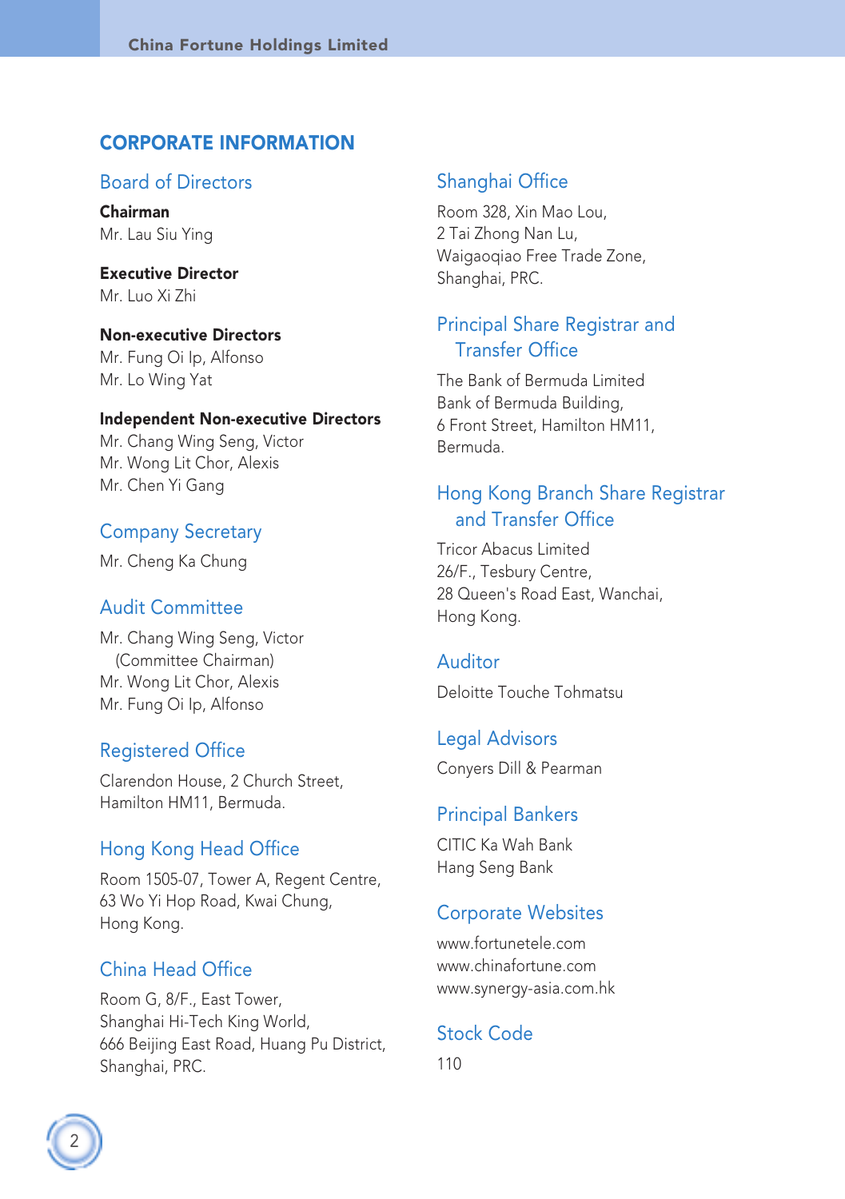# CORPORATE INFORMATION

## Board of Directors

**Chairman**
Mr. Lau Siu Ying

**Executive Director**
Mr. Luo Xi Zhi

**Non-executive Directors**
Mr. Fung Oi Ip, Alfonso
Mr. Lo Wing Yat

**Independent Non-executive Directors**
Mr. Chang Wing Seng, Victor
Mr. Wong Lit Chor, Alexis
Mr. Chen Yi Gang

## Company Secretary

Mr. Cheng Ka Chung

## Audit Committee

Mr. Chang Wing Seng, Victor
(Committee Chairman)
Mr. Wong Lit Chor, Alexis
Mr. Fung Oi Ip, Alfonso

## Registered Office

Clarendon House, 2 Church Street,
Hamilton HM11, Bermuda.

## Hong Kong Head Office

Room 1505-07, Tower A, Regent Centre,
63 Wo Yi Hop Road, Kwai Chung,
Hong Kong.

## China Head Office

Room G, 8/F., East Tower,
Shanghai Hi-Tech King World,
666 Beijing East Road, Huang Pu District,
Shanghai, PRC.

## Shanghai Office

Room 328, Xin Mao Lou,
2 Tai Zhong Nan Lu,
Waigaoqiao Free Trade Zone,
Shanghai, PRC.

## Principal Share Registrar and Transfer Office

The Bank of Bermuda Limited
Bank of Bermuda Building,
6 Front Street, Hamilton HM11,
Bermuda.

## Hong Kong Branch Share Registrar and Transfer Office

Tricor Abacus Limited
26/F., Tesbury Centre,
28 Queen's Road East, Wanchai,
Hong Kong.

## Auditor

Deloitte Touche Tohmatsu

## Legal Advisors

Conyers Dill & Pearman

## Principal Bankers

CITIC Ka Wah Bank
Hang Seng Bank

## Corporate Websites

www.fortunetele.com
www.chinafortune.com
www.synergy-asia.com.hk

## Stock Code

110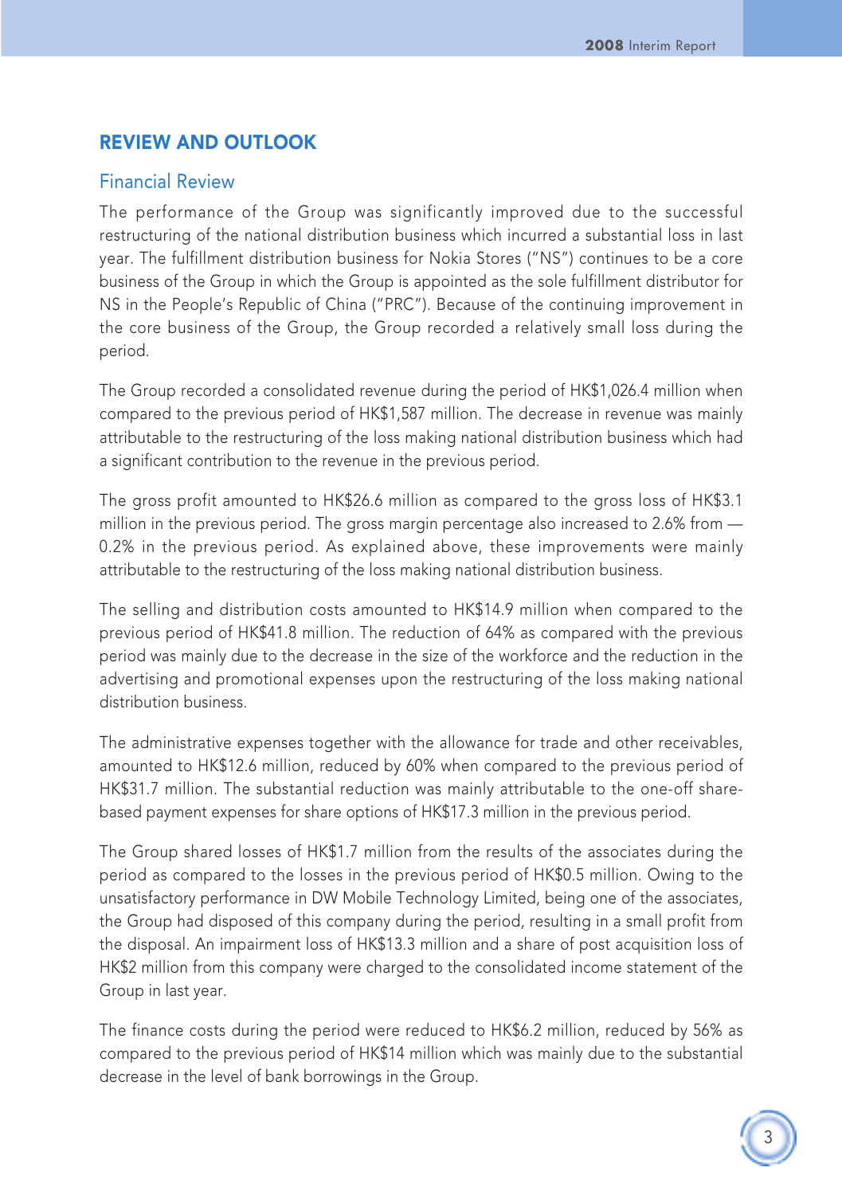## REVIEW AND OUTLOOK

### Financial Review

The performance of the Group was significantly improved due to the successful restructuring of the national distribution business which incurred a substantial loss in last year. The fulfillment distribution business for Nokia Stores ("NS") continues to be a core business of the Group in which the Group is appointed as the sole fulfillment distributor for NS in the People's Republic of China ("PRC"). Because of the continuing improvement in the core business of the Group, the Group recorded a relatively small loss during the period.

The Group recorded a consolidated revenue during the period of HK$1,026.4 million when compared to the previous period of HK$1,587 million. The decrease in revenue was mainly attributable to the restructuring of the loss making national distribution business which had a significant contribution to the revenue in the previous period.

The gross profit amounted to HK$26.6 million as compared to the gross loss of HK$3.1 million in the previous period. The gross margin percentage also increased to 2.6% from — 0.2% in the previous period. As explained above, these improvements were mainly attributable to the restructuring of the loss making national distribution business.

The selling and distribution costs amounted to HK$14.9 million when compared to the previous period of HK$41.8 million. The reduction of 64% as compared with the previous period was mainly due to the decrease in the size of the workforce and the reduction in the advertising and promotional expenses upon the restructuring of the loss making national distribution business.

The administrative expenses together with the allowance for trade and other receivables, amounted to HK$12.6 million, reduced by 60% when compared to the previous period of HK$31.7 million. The substantial reduction was mainly attributable to the one-off share-based payment expenses for share options of HK$17.3 million in the previous period.

The Group shared losses of HK$1.7 million from the results of the associates during the period as compared to the losses in the previous period of HK$0.5 million. Owing to the unsatisfactory performance in DW Mobile Technology Limited, being one of the associates, the Group had disposed of this company during the period, resulting in a small profit from the disposal. An impairment loss of HK$13.3 million and a share of post acquisition loss of HK$2 million from this company were charged to the consolidated income statement of the Group in last year.

The finance costs during the period were reduced to HK$6.2 million, reduced by 56% as compared to the previous period of HK$14 million which was mainly due to the substantial decrease in the level of bank borrowings in the Group.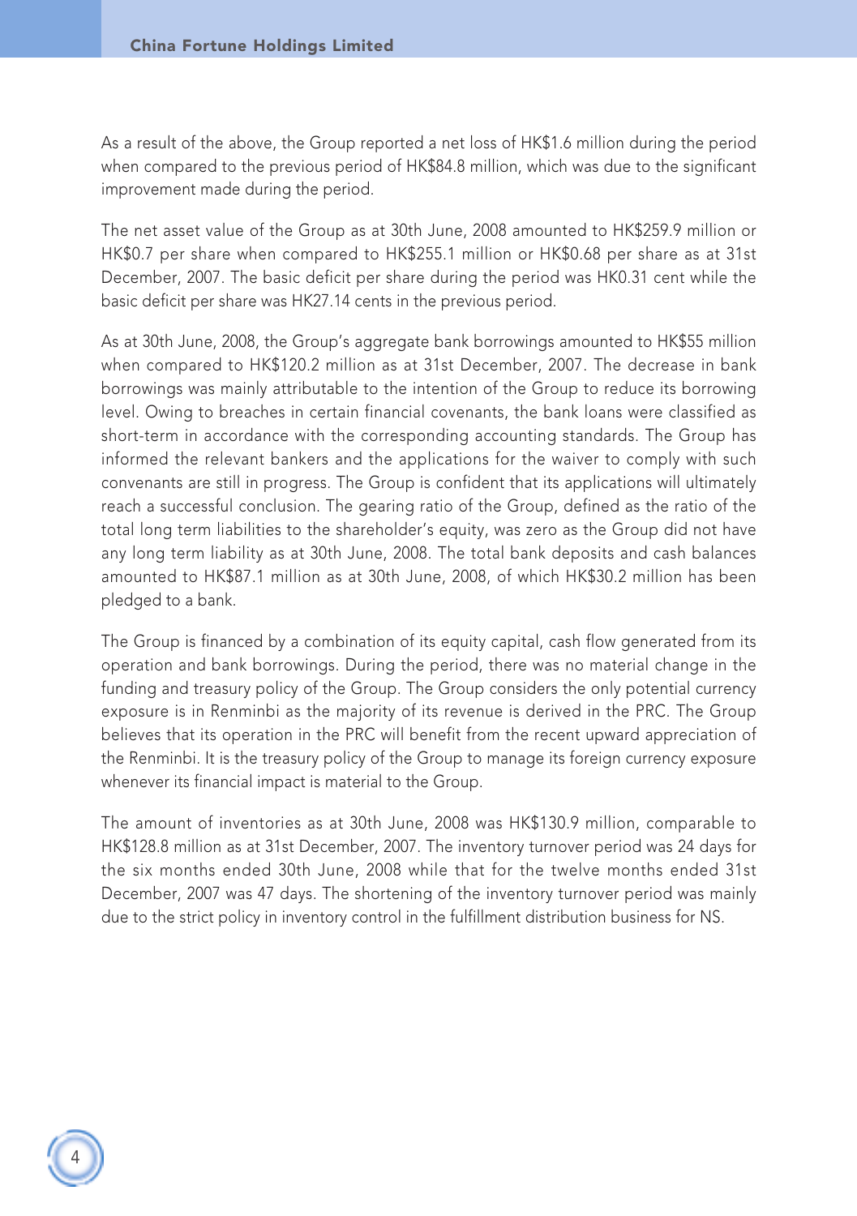As a result of the above, the Group reported a net loss of HK$1.6 million during the period when compared to the previous period of HK$84.8 million, which was due to the significant improvement made during the period.

The net asset value of the Group as at 30th June, 2008 amounted to HK$259.9 million or HK$0.7 per share when compared to HK$255.1 million or HK$0.68 per share as at 31st December, 2007. The basic deficit per share during the period was HK0.31 cent while the basic deficit per share was HK27.14 cents in the previous period.

As at 30th June, 2008, the Group's aggregate bank borrowings amounted to HK$55 million when compared to HK$120.2 million as at 31st December, 2007. The decrease in bank borrowings was mainly attributable to the intention of the Group to reduce its borrowing level. Owing to breaches in certain financial covenants, the bank loans were classified as short-term in accordance with the corresponding accounting standards. The Group has informed the relevant bankers and the applications for the waiver to comply with such convenants are still in progress. The Group is confident that its applications will ultimately reach a successful conclusion. The gearing ratio of the Group, defined as the ratio of the total long term liabilities to the shareholder's equity, was zero as the Group did not have any long term liability as at 30th June, 2008. The total bank deposits and cash balances amounted to HK$87.1 million as at 30th June, 2008, of which HK$30.2 million has been pledged to a bank.

The Group is financed by a combination of its equity capital, cash flow generated from its operation and bank borrowings. During the period, there was no material change in the funding and treasury policy of the Group. The Group considers the only potential currency exposure is in Renminbi as the majority of its revenue is derived in the PRC. The Group believes that its operation in the PRC will benefit from the recent upward appreciation of the Renminbi. It is the treasury policy of the Group to manage its foreign currency exposure whenever its financial impact is material to the Group.

The amount of inventories as at 30th June, 2008 was HK$130.9 million, comparable to HK$128.8 million as at 31st December, 2007. The inventory turnover period was 24 days for the six months ended 30th June, 2008 while that for the twelve months ended 31st December, 2007 was 47 days. The shortening of the inventory turnover period was mainly due to the strict policy in inventory control in the fulfillment distribution business for NS.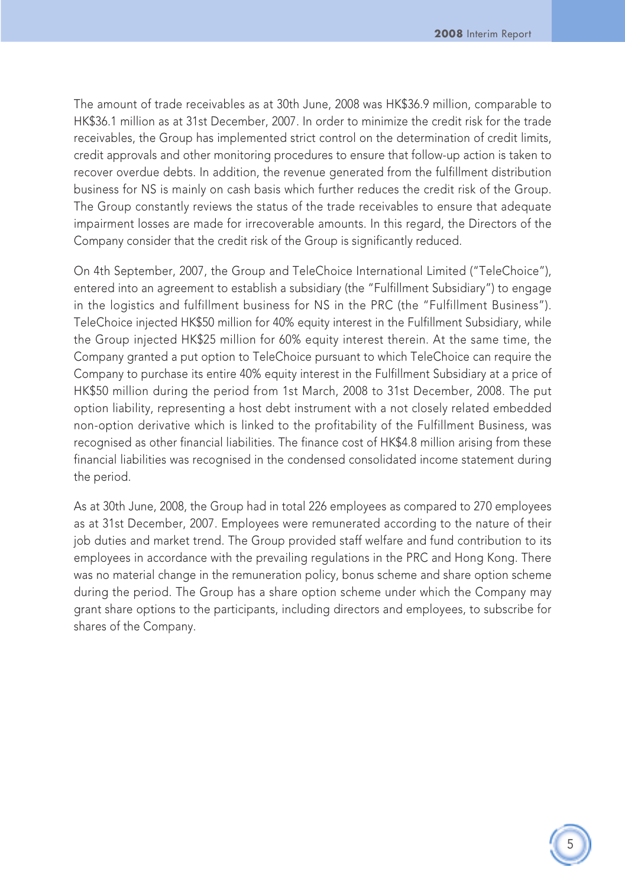The amount of trade receivables as at 30th June, 2008 was HK$36.9 million, comparable to HK$36.1 million as at 31st December, 2007. In order to minimize the credit risk for the trade receivables, the Group has implemented strict control on the determination of credit limits, credit approvals and other monitoring procedures to ensure that follow-up action is taken to recover overdue debts. In addition, the revenue generated from the fulfillment distribution business for NS is mainly on cash basis which further reduces the credit risk of the Group. The Group constantly reviews the status of the trade receivables to ensure that adequate impairment losses are made for irrecoverable amounts. In this regard, the Directors of the Company consider that the credit risk of the Group is significantly reduced.

On 4th September, 2007, the Group and TeleChoice International Limited ("TeleChoice"), entered into an agreement to establish a subsidiary (the "Fulfillment Subsidiary") to engage in the logistics and fulfillment business for NS in the PRC (the "Fulfillment Business"). TeleChoice injected HK$50 million for 40% equity interest in the Fulfillment Subsidiary, while the Group injected HK$25 million for 60% equity interest therein. At the same time, the Company granted a put option to TeleChoice pursuant to which TeleChoice can require the Company to purchase its entire 40% equity interest in the Fulfillment Subsidiary at a price of HK$50 million during the period from 1st March, 2008 to 31st December, 2008. The put option liability, representing a host debt instrument with a not closely related embedded non-option derivative which is linked to the profitability of the Fulfillment Business, was recognised as other financial liabilities. The finance cost of HK$4.8 million arising from these financial liabilities was recognised in the condensed consolidated income statement during the period.

As at 30th June, 2008, the Group had in total 226 employees as compared to 270 employees as at 31st December, 2007. Employees were remunerated according to the nature of their job duties and market trend. The Group provided staff welfare and fund contribution to its employees in accordance with the prevailing regulations in the PRC and Hong Kong. There was no material change in the remuneration policy, bonus scheme and share option scheme during the period. The Group has a share option scheme under which the Company may grant share options to the participants, including directors and employees, to subscribe for shares of the Company.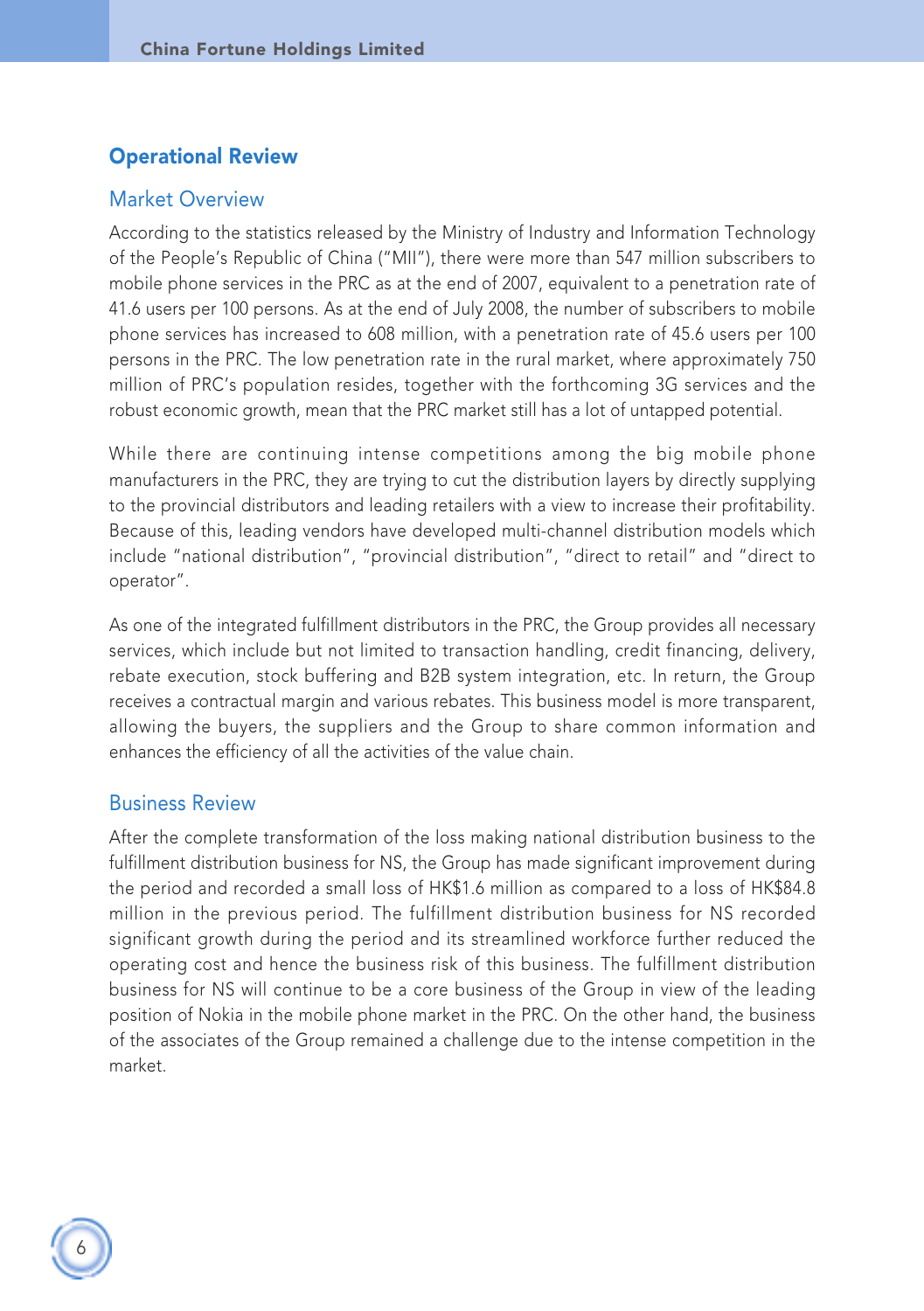## Operational Review

### Market Overview

According to the statistics released by the Ministry of Industry and Information Technology of the People's Republic of China ("MII"), there were more than 547 million subscribers to mobile phone services in the PRC as at the end of 2007, equivalent to a penetration rate of 41.6 users per 100 persons. As at the end of July 2008, the number of subscribers to mobile phone services has increased to 608 million, with a penetration rate of 45.6 users per 100 persons in the PRC. The low penetration rate in the rural market, where approximately 750 million of PRC's population resides, together with the forthcoming 3G services and the robust economic growth, mean that the PRC market still has a lot of untapped potential.

While there are continuing intense competitions among the big mobile phone manufacturers in the PRC, they are trying to cut the distribution layers by directly supplying to the provincial distributors and leading retailers with a view to increase their profitability. Because of this, leading vendors have developed multi-channel distribution models which include "national distribution", "provincial distribution", "direct to retail" and "direct to operator".

As one of the integrated fulfillment distributors in the PRC, the Group provides all necessary services, which include but not limited to transaction handling, credit financing, delivery, rebate execution, stock buffering and B2B system integration, etc. In return, the Group receives a contractual margin and various rebates. This business model is more transparent, allowing the buyers, the suppliers and the Group to share common information and enhances the efficiency of all the activities of the value chain.

### Business Review

After the complete transformation of the loss making national distribution business to the fulfillment distribution business for NS, the Group has made significant improvement during the period and recorded a small loss of HK$1.6 million as compared to a loss of HK$84.8 million in the previous period. The fulfillment distribution business for NS recorded significant growth during the period and its streamlined workforce further reduced the operating cost and hence the business risk of this business. The fulfillment distribution business for NS will continue to be a core business of the Group in view of the leading position of Nokia in the mobile phone market in the PRC. On the other hand, the business of the associates of the Group remained a challenge due to the intense competition in the market.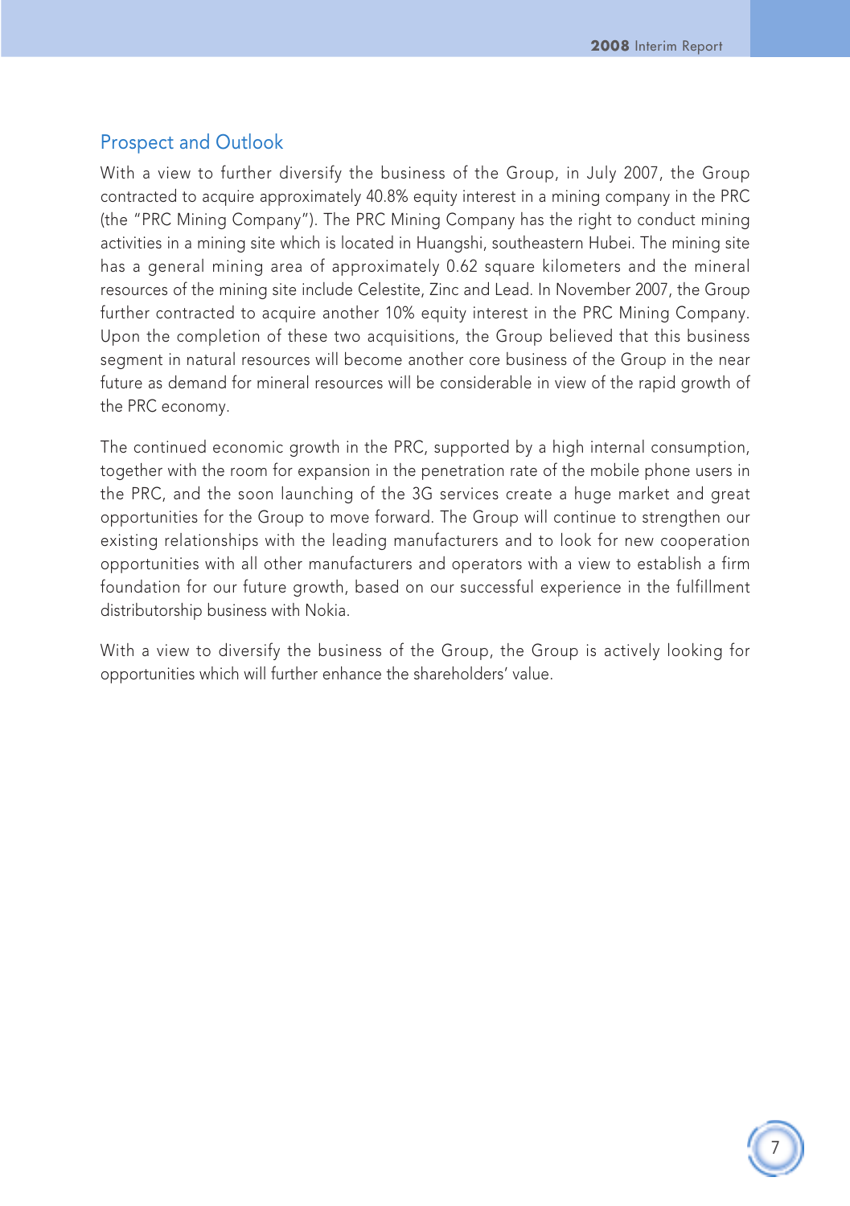## Prospect and Outlook

With a view to further diversify the business of the Group, in July 2007, the Group contracted to acquire approximately 40.8% equity interest in a mining company in the PRC (the "PRC Mining Company"). The PRC Mining Company has the right to conduct mining activities in a mining site which is located in Huangshi, southeastern Hubei. The mining site has a general mining area of approximately 0.62 square kilometers and the mineral resources of the mining site include Celestite, Zinc and Lead. In November 2007, the Group further contracted to acquire another 10% equity interest in the PRC Mining Company. Upon the completion of these two acquisitions, the Group believed that this business segment in natural resources will become another core business of the Group in the near future as demand for mineral resources will be considerable in view of the rapid growth of the PRC economy.

The continued economic growth in the PRC, supported by a high internal consumption, together with the room for expansion in the penetration rate of the mobile phone users in the PRC, and the soon launching of the 3G services create a huge market and great opportunities for the Group to move forward. The Group will continue to strengthen our existing relationships with the leading manufacturers and to look for new cooperation opportunities with all other manufacturers and operators with a view to establish a firm foundation for our future growth, based on our successful experience in the fulfillment distributorship business with Nokia.

With a view to diversify the business of the Group, the Group is actively looking for opportunities which will further enhance the shareholders' value.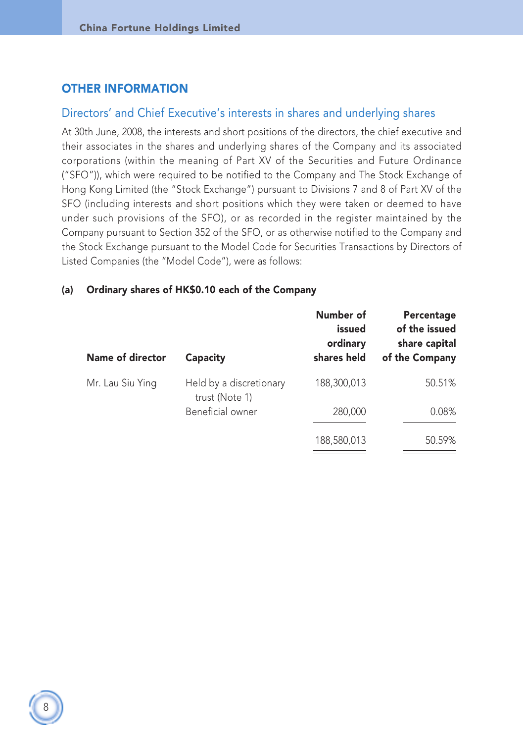## OTHER INFORMATION

### Directors' and Chief Executive's interests in shares and underlying shares

At 30th June, 2008, the interests and short positions of the directors, the chief executive and their associates in the shares and underlying shares of the Company and its associated corporations (within the meaning of Part XV of the Securities and Future Ordinance ("SFO")), which were required to be notified to the Company and The Stock Exchange of Hong Kong Limited (the "Stock Exchange") pursuant to Divisions 7 and 8 of Part XV of the SFO (including interests and short positions which they were taken or deemed to have under such provisions of the SFO), or as recorded in the register maintained by the Company pursuant to Section 352 of the SFO, or as otherwise notified to the Company and the Stock Exchange pursuant to the Model Code for Securities Transactions by Directors of Listed Companies (the "Model Code"), were as follows:

**(a) Ordinary shares of HK$0.10 each of the Company**

| Name of director | Capacity | Number of issued ordinary shares held | Percentage of the issued share capital of the Company |
|---|---|---|---|
| Mr. Lau Siu Ying | Held by a discretionary trust (Note 1) | 188,300,013 | 50.51% |
| | Beneficial owner | 280,000 | 0.08% |
| | | 188,580,013 | 50.59% |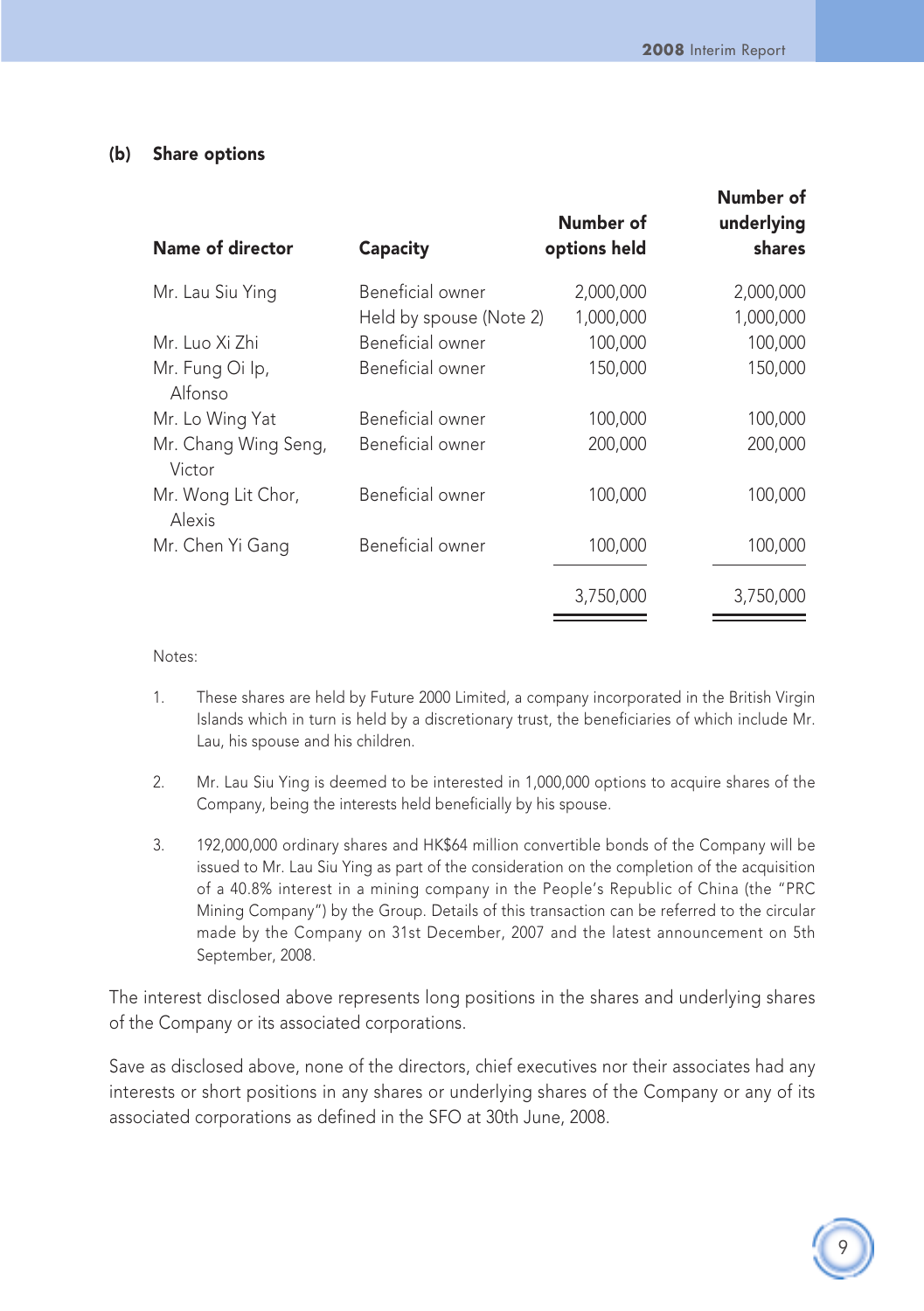### (b) Share options

| Name of director | Capacity | Number of options held | Number of underlying shares |
|---|---|---|---|
| Mr. Lau Siu Ying | Beneficial owner | 2,000,000 | 2,000,000 |
| | Held by spouse (Note 2) | 1,000,000 | 1,000,000 |
| Mr. Luo Xi Zhi | Beneficial owner | 100,000 | 100,000 |
| Mr. Fung Oi Ip, Alfonso | Beneficial owner | 150,000 | 150,000 |
| Mr. Lo Wing Yat | Beneficial owner | 100,000 | 100,000 |
| Mr. Chang Wing Seng, Victor | Beneficial owner | 200,000 | 200,000 |
| Mr. Wong Lit Chor, Alexis | Beneficial owner | 100,000 | 100,000 |
| Mr. Chen Yi Gang | Beneficial owner | 100,000 | 100,000 |
| | | 3,750,000 | 3,750,000 |

Notes:

1. These shares are held by Future 2000 Limited, a company incorporated in the British Virgin Islands which in turn is held by a discretionary trust, the beneficiaries of which include Mr. Lau, his spouse and his children.

2. Mr. Lau Siu Ying is deemed to be interested in 1,000,000 options to acquire shares of the Company, being the interests held beneficially by his spouse.

3. 192,000,000 ordinary shares and HK$64 million convertible bonds of the Company will be issued to Mr. Lau Siu Ying as part of the consideration on the completion of the acquisition of a 40.8% interest in a mining company in the People's Republic of China (the "PRC Mining Company") by the Group. Details of this transaction can be referred to the circular made by the Company on 31st December, 2007 and the latest announcement on 5th September, 2008.

The interest disclosed above represents long positions in the shares and underlying shares of the Company or its associated corporations.

Save as disclosed above, none of the directors, chief executives nor their associates had any interests or short positions in any shares or underlying shares of the Company or any of its associated corporations as defined in the SFO at 30th June, 2008.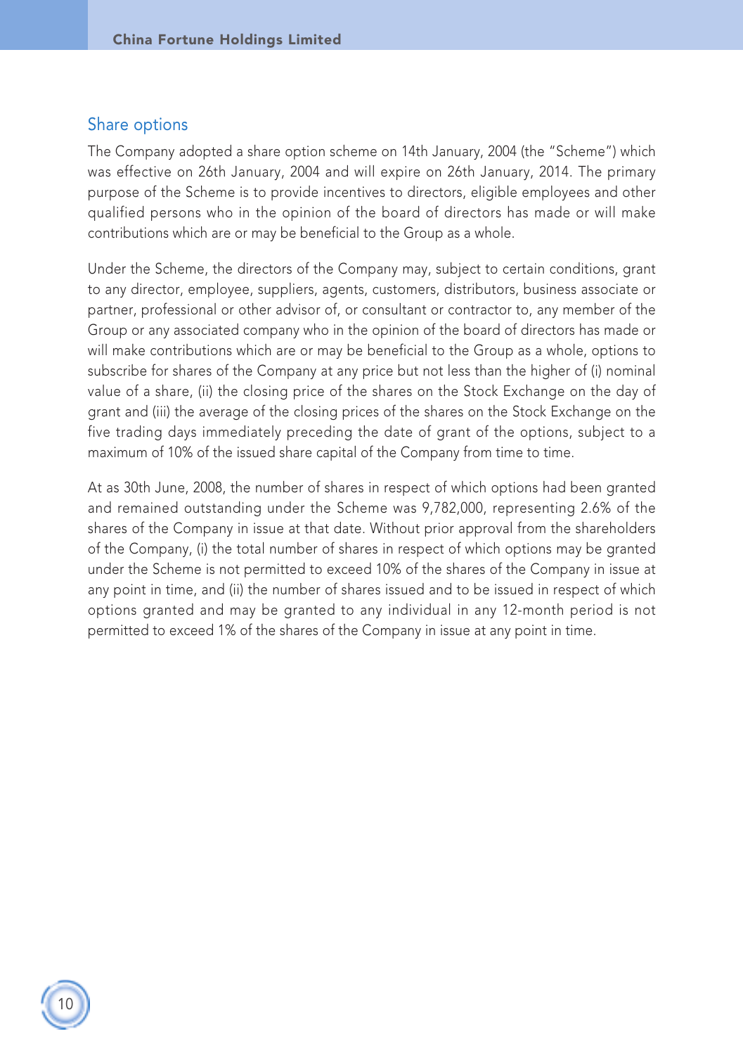## Share options

The Company adopted a share option scheme on 14th January, 2004 (the "Scheme") which was effective on 26th January, 2004 and will expire on 26th January, 2014. The primary purpose of the Scheme is to provide incentives to directors, eligible employees and other qualified persons who in the opinion of the board of directors has made or will make contributions which are or may be beneficial to the Group as a whole.

Under the Scheme, the directors of the Company may, subject to certain conditions, grant to any director, employee, suppliers, agents, customers, distributors, business associate or partner, professional or other advisor of, or consultant or contractor to, any member of the Group or any associated company who in the opinion of the board of directors has made or will make contributions which are or may be beneficial to the Group as a whole, options to subscribe for shares of the Company at any price but not less than the higher of (i) nominal value of a share, (ii) the closing price of the shares on the Stock Exchange on the day of grant and (iii) the average of the closing prices of the shares on the Stock Exchange on the five trading days immediately preceding the date of grant of the options, subject to a maximum of 10% of the issued share capital of the Company from time to time.

At as 30th June, 2008, the number of shares in respect of which options had been granted and remained outstanding under the Scheme was 9,782,000, representing 2.6% of the shares of the Company in issue at that date. Without prior approval from the shareholders of the Company, (i) the total number of shares in respect of which options may be granted under the Scheme is not permitted to exceed 10% of the shares of the Company in issue at any point in time, and (ii) the number of shares issued and to be issued in respect of which options granted and may be granted to any individual in any 12-month period is not permitted to exceed 1% of the shares of the Company in issue at any point in time.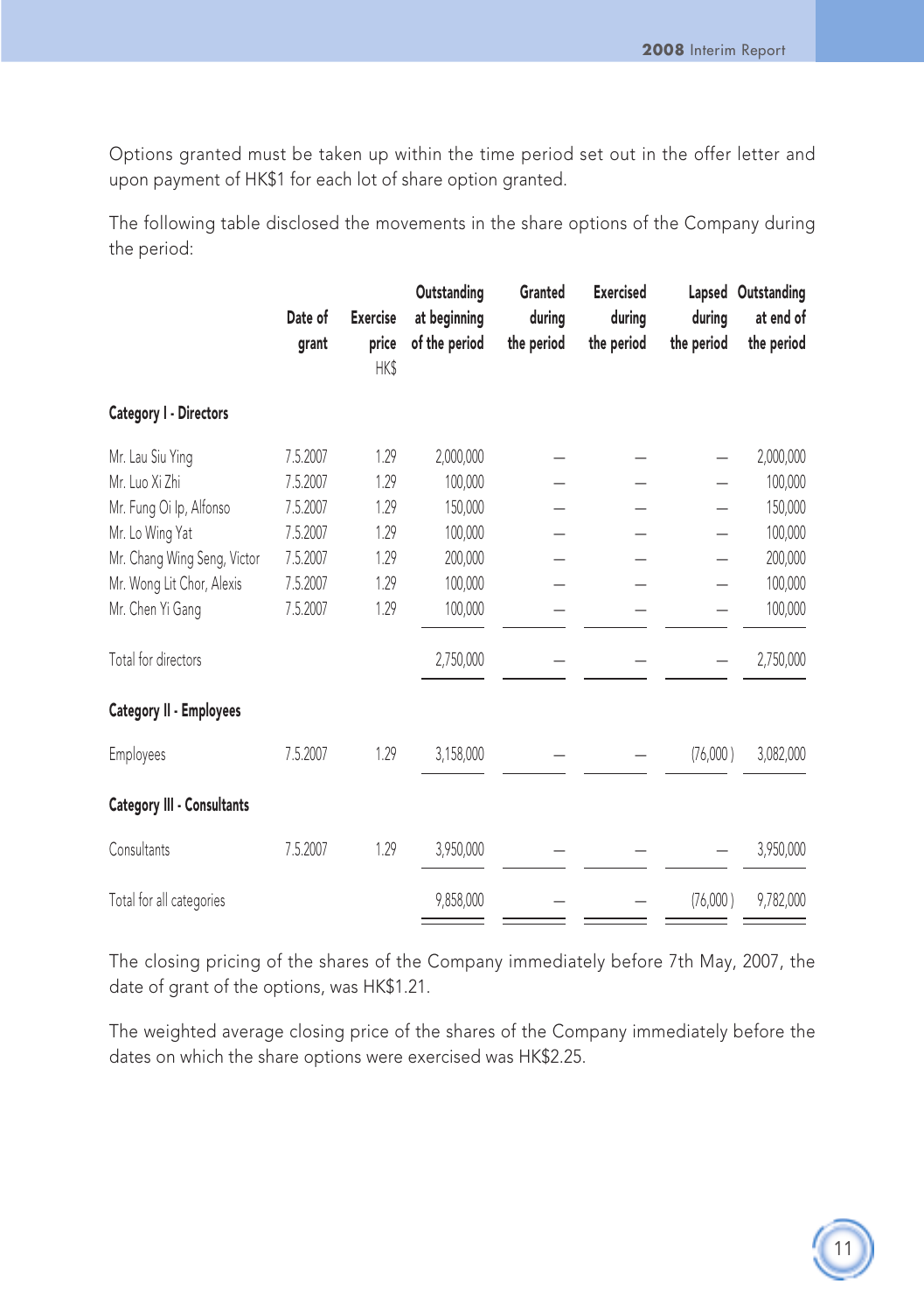Options granted must be taken up within the time period set out in the offer letter and upon payment of HK$1 for each lot of share option granted.

The following table disclosed the movements in the share options of the Company during the period:

| | Date of grant | Exercise price HK$ | Outstanding at beginning of the period | Granted during the period | Exercised during the period | Lapsed during the period | Outstanding at end of the period |
|---|---|---|---|---|---|---|---|
| **Category I - Directors** | | | | | | | |
| Mr. Lau Siu Ying | 7.5.2007 | 1.29 | 2,000,000 | – | – | – | 2,000,000 |
| Mr. Luo Xi Zhi | 7.5.2007 | 1.29 | 100,000 | – | – | – | 100,000 |
| Mr. Fung Oi Ip, Alfonso | 7.5.2007 | 1.29 | 150,000 | – | – | – | 150,000 |
| Mr. Lo Wing Yat | 7.5.2007 | 1.29 | 100,000 | – | – | – | 100,000 |
| Mr. Chang Wing Seng, Victor | 7.5.2007 | 1.29 | 200,000 | – | – | – | 200,000 |
| Mr. Wong Lit Chor, Alexis | 7.5.2007 | 1.29 | 100,000 | – | – | – | 100,000 |
| Mr. Chen Yi Gang | 7.5.2007 | 1.29 | 100,000 | – | – | – | 100,000 |
| Total for directors | | | 2,750,000 | – | – | – | 2,750,000 |
| **Category II - Employees** | | | | | | | |
| Employees | 7.5.2007 | 1.29 | 3,158,000 | – | – | (76,000) | 3,082,000 |
| **Category III - Consultants** | | | | | | | |
| Consultants | 7.5.2007 | 1.29 | 3,950,000 | – | – | – | 3,950,000 |
| Total for all categories | | | 9,858,000 | – | – | (76,000) | 9,782,000 |

The closing pricing of the shares of the Company immediately before 7th May, 2007, the date of grant of the options, was HK$1.21.

The weighted average closing price of the shares of the Company immediately before the dates on which the share options were exercised was HK$2.25.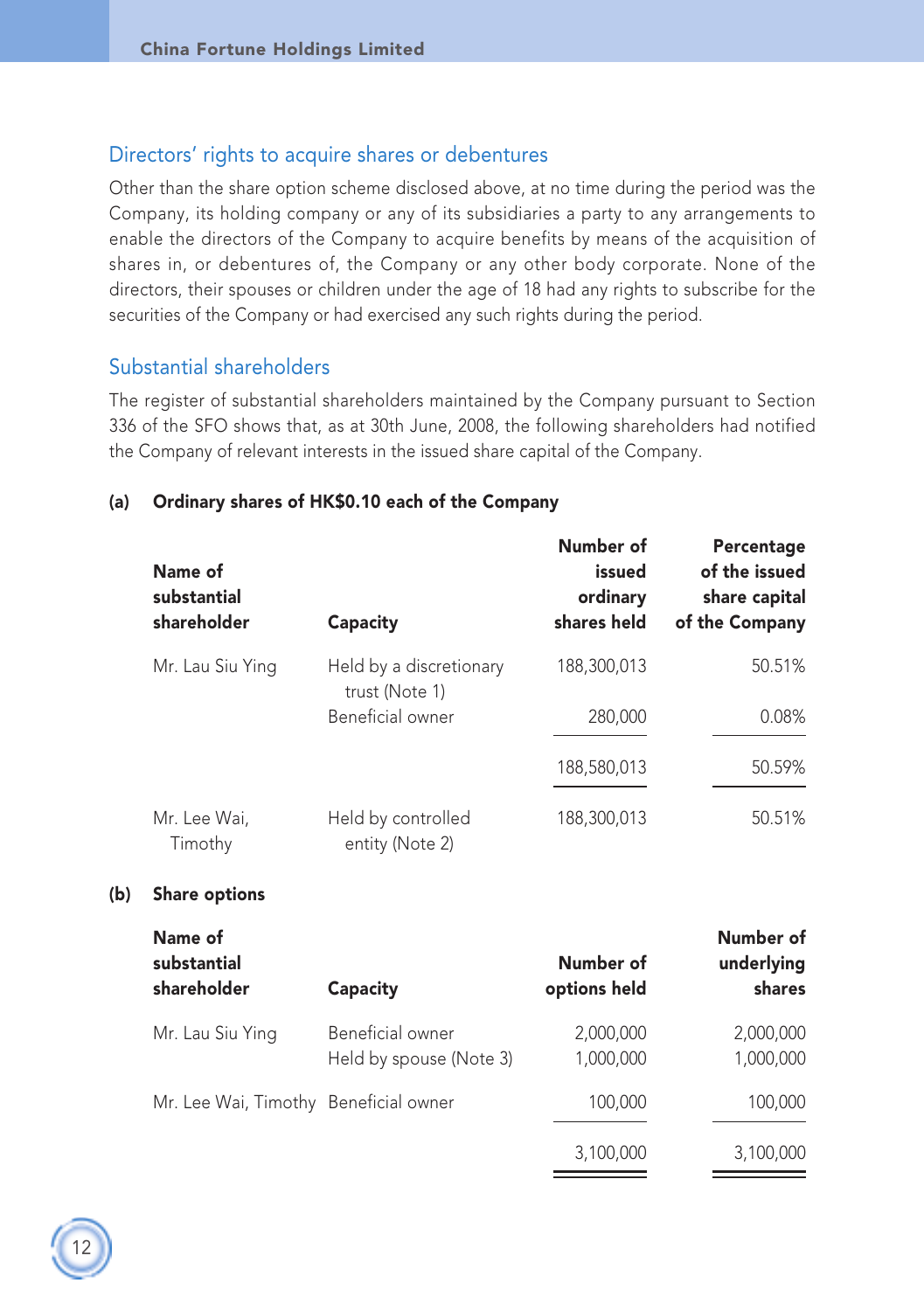## Directors' rights to acquire shares or debentures

Other than the share option scheme disclosed above, at no time during the period was the Company, its holding company or any of its subsidiaries a party to any arrangements to enable the directors of the Company to acquire benefits by means of the acquisition of shares in, or debentures of, the Company or any other body corporate. None of the directors, their spouses or children under the age of 18 had any rights to subscribe for the securities of the Company or had exercised any such rights during the period.

## Substantial shareholders

The register of substantial shareholders maintained by the Company pursuant to Section 336 of the SFO shows that, as at 30th June, 2008, the following shareholders had notified the Company of relevant interests in the issued share capital of the Company.

### (a) Ordinary shares of HK$0.10 each of the Company

| Name of substantial shareholder | Capacity | Number of issued ordinary shares held | Percentage of the issued share capital of the Company |
|---|---|---|---|
| Mr. Lau Siu Ying | Held by a discretionary trust (Note 1) | 188,300,013 | 50.51% |
| | Beneficial owner | 280,000 | 0.08% |
| | | 188,580,013 | 50.59% |
| Mr. Lee Wai, Timothy | Held by controlled entity (Note 2) | 188,300,013 | 50.51% |

### (b) Share options

| Name of substantial shareholder | Capacity | Number of options held | Number of underlying shares |
|---|---|---|---|
| Mr. Lau Siu Ying | Beneficial owner | 2,000,000 | 2,000,000 |
| | Held by spouse (Note 3) | 1,000,000 | 1,000,000 |
| Mr. Lee Wai, Timothy | Beneficial owner | 100,000 | 100,000 |
| | | 3,100,000 | 3,100,000 |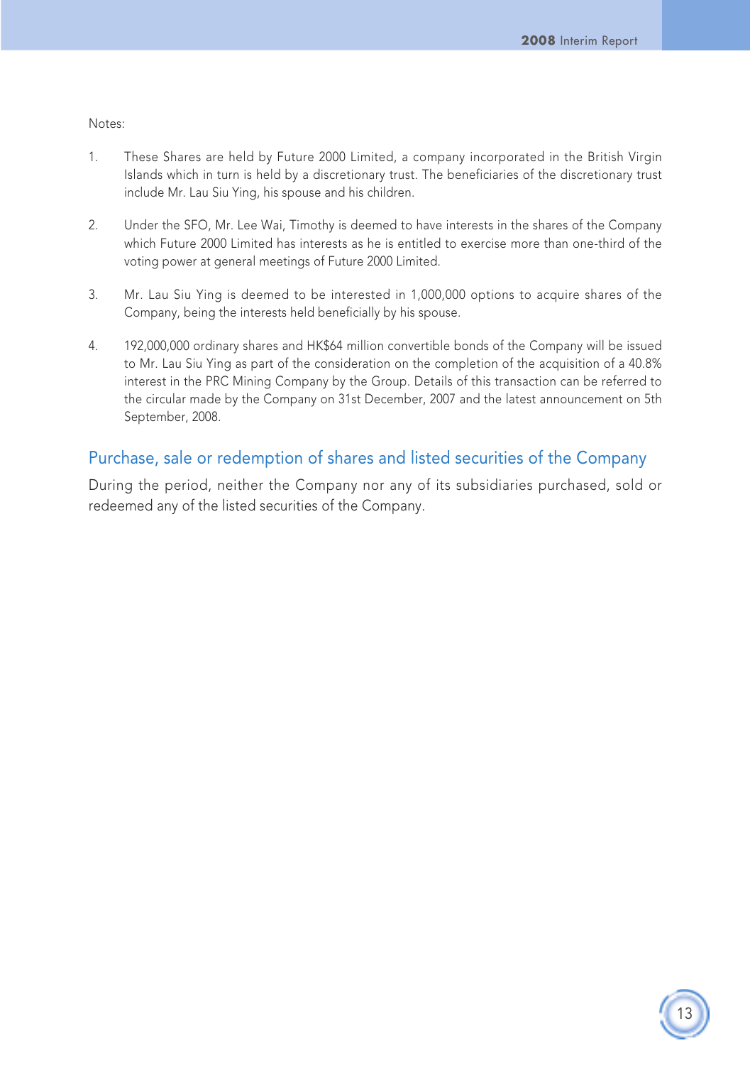Notes:

1. These Shares are held by Future 2000 Limited, a company incorporated in the British Virgin Islands which in turn is held by a discretionary trust. The beneficiaries of the discretionary trust include Mr. Lau Siu Ying, his spouse and his children.

2. Under the SFO, Mr. Lee Wai, Timothy is deemed to have interests in the shares of the Company which Future 2000 Limited has interests as he is entitled to exercise more than one-third of the voting power at general meetings of Future 2000 Limited.

3. Mr. Lau Siu Ying is deemed to be interested in 1,000,000 options to acquire shares of the Company, being the interests held beneficially by his spouse.

4. 192,000,000 ordinary shares and HK$64 million convertible bonds of the Company will be issued to Mr. Lau Siu Ying as part of the consideration on the completion of the acquisition of a 40.8% interest in the PRC Mining Company by the Group. Details of this transaction can be referred to the circular made by the Company on 31st December, 2007 and the latest announcement on 5th September, 2008.

## Purchase, sale or redemption of shares and listed securities of the Company

During the period, neither the Company nor any of its subsidiaries purchased, sold or redeemed any of the listed securities of the Company.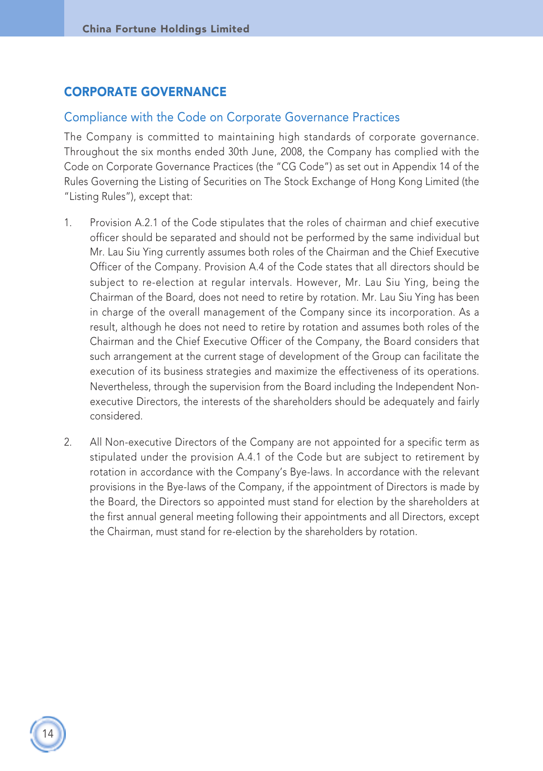## CORPORATE GOVERNANCE

### Compliance with the Code on Corporate Governance Practices

The Company is committed to maintaining high standards of corporate governance. Throughout the six months ended 30th June, 2008, the Company has complied with the Code on Corporate Governance Practices (the "CG Code") as set out in Appendix 14 of the Rules Governing the Listing of Securities on The Stock Exchange of Hong Kong Limited (the "Listing Rules"), except that:

1. Provision A.2.1 of the Code stipulates that the roles of chairman and chief executive officer should be separated and should not be performed by the same individual but Mr. Lau Siu Ying currently assumes both roles of the Chairman and the Chief Executive Officer of the Company. Provision A.4 of the Code states that all directors should be subject to re-election at regular intervals. However, Mr. Lau Siu Ying, being the Chairman of the Board, does not need to retire by rotation. Mr. Lau Siu Ying has been in charge of the overall management of the Company since its incorporation. As a result, although he does not need to retire by rotation and assumes both roles of the Chairman and the Chief Executive Officer of the Company, the Board considers that such arrangement at the current stage of development of the Group can facilitate the execution of its business strategies and maximize the effectiveness of its operations. Nevertheless, through the supervision from the Board including the Independent Non-executive Directors, the interests of the shareholders should be adequately and fairly considered.

2. All Non-executive Directors of the Company are not appointed for a specific term as stipulated under the provision A.4.1 of the Code but are subject to retirement by rotation in accordance with the Company's Bye-laws. In accordance with the relevant provisions in the Bye-laws of the Company, if the appointment of Directors is made by the Board, the Directors so appointed must stand for election by the shareholders at the first annual general meeting following their appointments and all Directors, except the Chairman, must stand for re-election by the shareholders by rotation.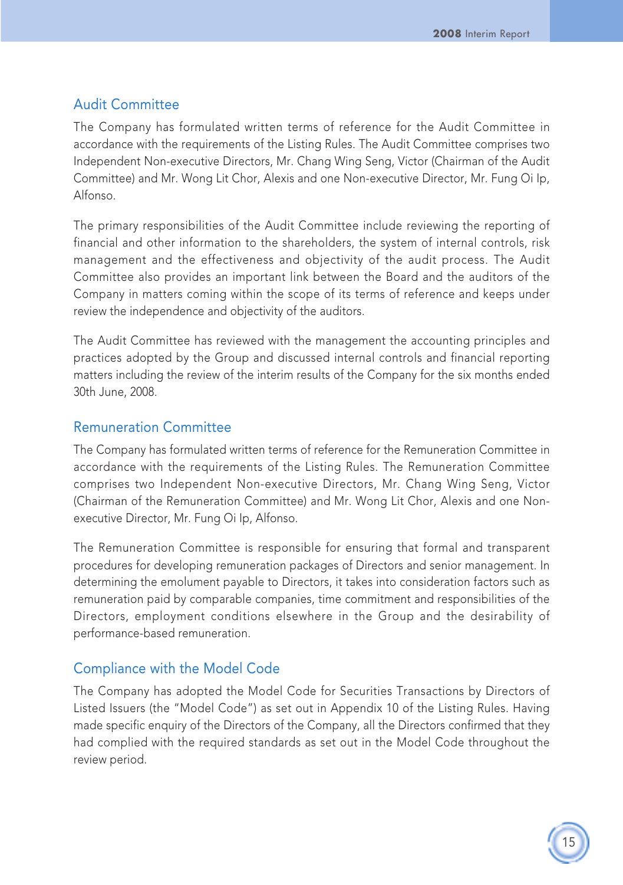## Audit Committee

The Company has formulated written terms of reference for the Audit Committee in accordance with the requirements of the Listing Rules. The Audit Committee comprises two Independent Non-executive Directors, Mr. Chang Wing Seng, Victor (Chairman of the Audit Committee) and Mr. Wong Lit Chor, Alexis and one Non-executive Director, Mr. Fung Oi Ip, Alfonso.

The primary responsibilities of the Audit Committee include reviewing the reporting of financial and other information to the shareholders, the system of internal controls, risk management and the effectiveness and objectivity of the audit process. The Audit Committee also provides an important link between the Board and the auditors of the Company in matters coming within the scope of its terms of reference and keeps under review the independence and objectivity of the auditors.

The Audit Committee has reviewed with the management the accounting principles and practices adopted by the Group and discussed internal controls and financial reporting matters including the review of the interim results of the Company for the six months ended 30th June, 2008.

## Remuneration Committee

The Company has formulated written terms of reference for the Remuneration Committee in accordance with the requirements of the Listing Rules. The Remuneration Committee comprises two Independent Non-executive Directors, Mr. Chang Wing Seng, Victor (Chairman of the Remuneration Committee) and Mr. Wong Lit Chor, Alexis and one Non-executive Director, Mr. Fung Oi Ip, Alfonso.

The Remuneration Committee is responsible for ensuring that formal and transparent procedures for developing remuneration packages of Directors and senior management. In determining the emolument payable to Directors, it takes into consideration factors such as remuneration paid by comparable companies, time commitment and responsibilities of the Directors, employment conditions elsewhere in the Group and the desirability of performance-based remuneration.

## Compliance with the Model Code

The Company has adopted the Model Code for Securities Transactions by Directors of Listed Issuers (the "Model Code") as set out in Appendix 10 of the Listing Rules. Having made specific enquiry of the Directors of the Company, all the Directors confirmed that they had complied with the required standards as set out in the Model Code throughout the review period.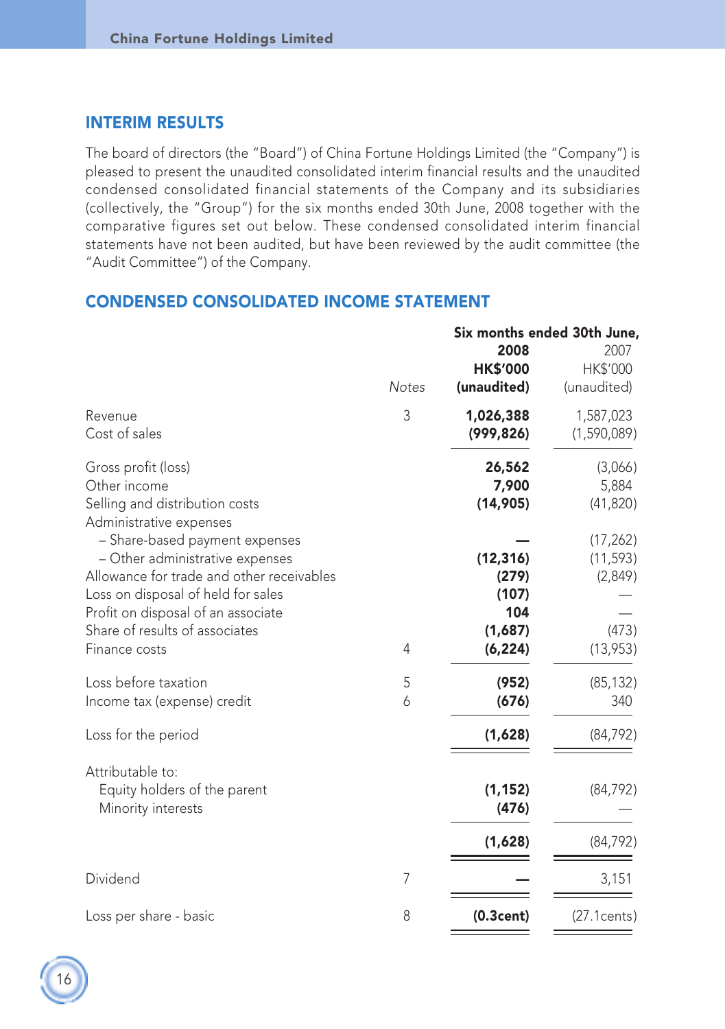## INTERIM RESULTS

The board of directors (the "Board") of China Fortune Holdings Limited (the "Company") is pleased to present the unaudited consolidated interim financial results and the unaudited condensed consolidated financial statements of the Company and its subsidiaries (collectively, the "Group") for the six months ended 30th June, 2008 together with the comparative figures set out below. These condensed consolidated interim financial statements have not been audited, but have been reviewed by the audit committee (the "Audit Committee") of the Company.

## CONDENSED CONSOLIDATED INCOME STATEMENT

| | Notes | Six months ended 30th June, 2008 HK$'000 (unaudited) | 2007 HK$'000 (unaudited) |
|---|---|---|---|
| Revenue | 3 | **1,026,388** | 1,587,023 |
| Cost of sales | | **(999,826)** | (1,590,089) |
| Gross profit (loss) | | **26,562** | (3,066) |
| Other income | | **7,900** | 5,884 |
| Selling and distribution costs | | **(14,905)** | (41,820) |
| Administrative expenses | | | |
| – Share-based payment expenses | | **—** | (17,262) |
| – Other administrative expenses | | **(12,316)** | (11,593) |
| Allowance for trade and other receivables | | **(279)** | (2,849) |
| Loss on disposal of held for sales | | **(107)** | — |
| Profit on disposal of an associate | | **104** | — |
| Share of results of associates | | **(1,687)** | (473) |
| Finance costs | 4 | **(6,224)** | (13,953) |
| Loss before taxation | 5 | **(952)** | (85,132) |
| Income tax (expense) credit | 6 | **(676)** | 340 |
| Loss for the period | | **(1,628)** | (84,792) |
| Attributable to: | | | |
| Equity holders of the parent | | **(1,152)** | (84,792) |
| Minority interests | | **(476)** | — |
| | | **(1,628)** | (84,792) |
| Dividend | 7 | **—** | 3,151 |
| Loss per share - basic | 8 | **(0.3cent)** | (27.1cents) |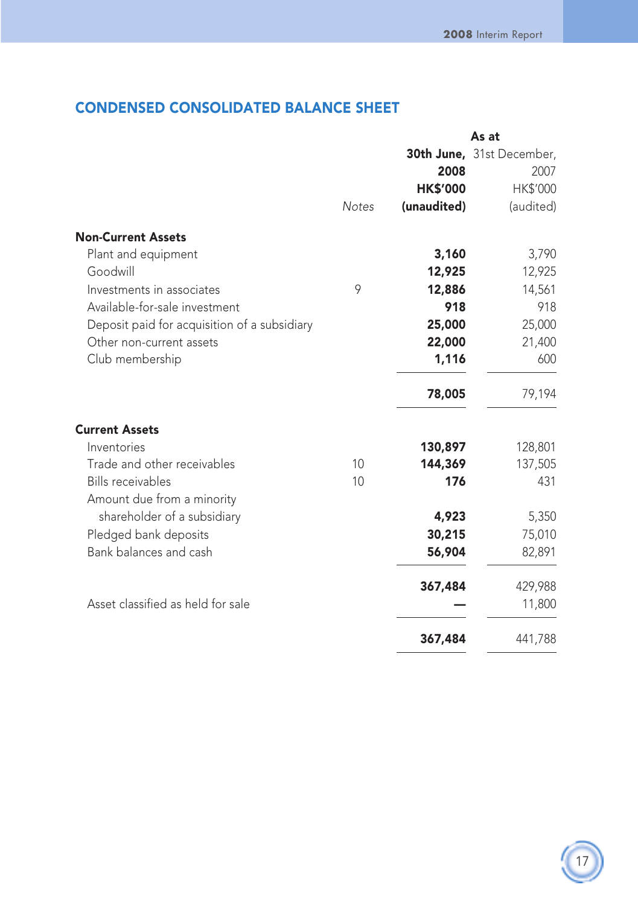## CONDENSED CONSOLIDATED BALANCE SHEET

| | Notes | As at 30th June, 2008 HK$'000 (unaudited) | As at 31st December, 2007 HK$'000 (audited) |
|---|---|---|---|
| **Non-Current Assets** | | | |
| Plant and equipment | | **3,160** | 3,790 |
| Goodwill | | **12,925** | 12,925 |
| Investments in associates | 9 | **12,886** | 14,561 |
| Available-for-sale investment | | **918** | 918 |
| Deposit paid for acquisition of a subsidiary | | **25,000** | 25,000 |
| Other non-current assets | | **22,000** | 21,400 |
| Club membership | | **1,116** | 600 |
| | | **78,005** | 79,194 |
| **Current Assets** | | | |
| Inventories | | **130,897** | 128,801 |
| Trade and other receivables | 10 | **144,369** | 137,505 |
| Bills receivables | 10 | **176** | 431 |
| Amount due from a minority shareholder of a subsidiary | | **4,923** | 5,350 |
| Pledged bank deposits | | **30,215** | 75,010 |
| Bank balances and cash | | **56,904** | 82,891 |
| | | **367,484** | 429,988 |
| Asset classified as held for sale | | **—** | 11,800 |
| | | **367,484** | 441,788 |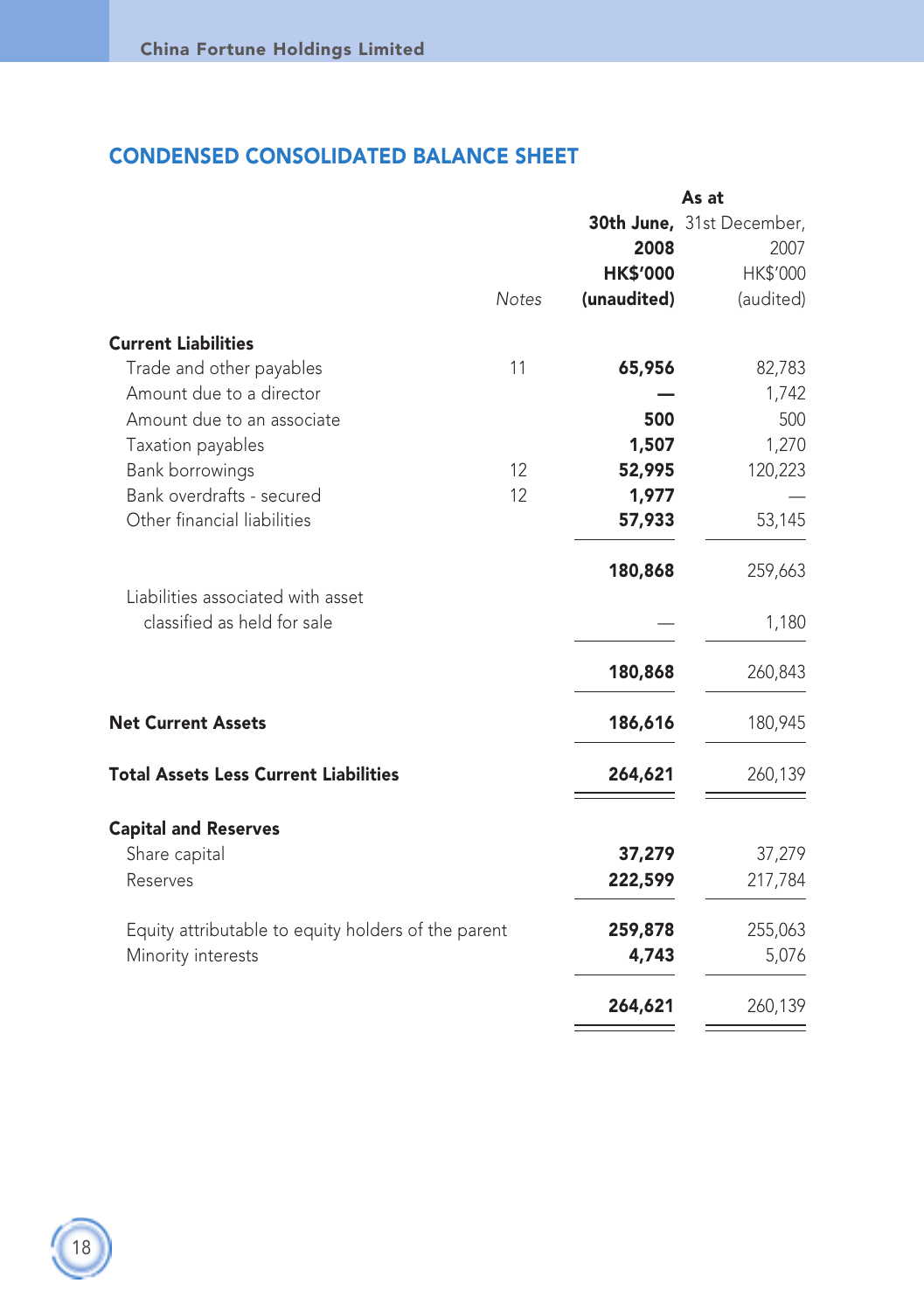## CONDENSED CONSOLIDATED BALANCE SHEET

| | Notes | As at 30th June, 2008 HK$'000 (unaudited) | As at 31st December, 2007 HK$'000 (audited) |
|---|---|---|---|
| **Current Liabilities** | | | |
| Trade and other payables | 11 | **65,956** | 82,783 |
| Amount due to a director | | **—** | 1,742 |
| Amount due to an associate | | **500** | 500 |
| Taxation payables | | **1,507** | 1,270 |
| Bank borrowings | 12 | **52,995** | 120,223 |
| Bank overdrafts - secured | 12 | **1,977** | — |
| Other financial liabilities | | **57,933** | 53,145 |
| | | **180,868** | 259,663 |
| Liabilities associated with asset classified as held for sale | | — | 1,180 |
| | | **180,868** | 260,843 |
| **Net Current Assets** | | **186,616** | 180,945 |
| **Total Assets Less Current Liabilities** | | **264,621** | 260,139 |
| **Capital and Reserves** | | | |
| Share capital | | **37,279** | 37,279 |
| Reserves | | **222,599** | 217,784 |
| Equity attributable to equity holders of the parent | | **259,878** | 255,063 |
| Minority interests | | **4,743** | 5,076 |
| | | **264,621** | 260,139 |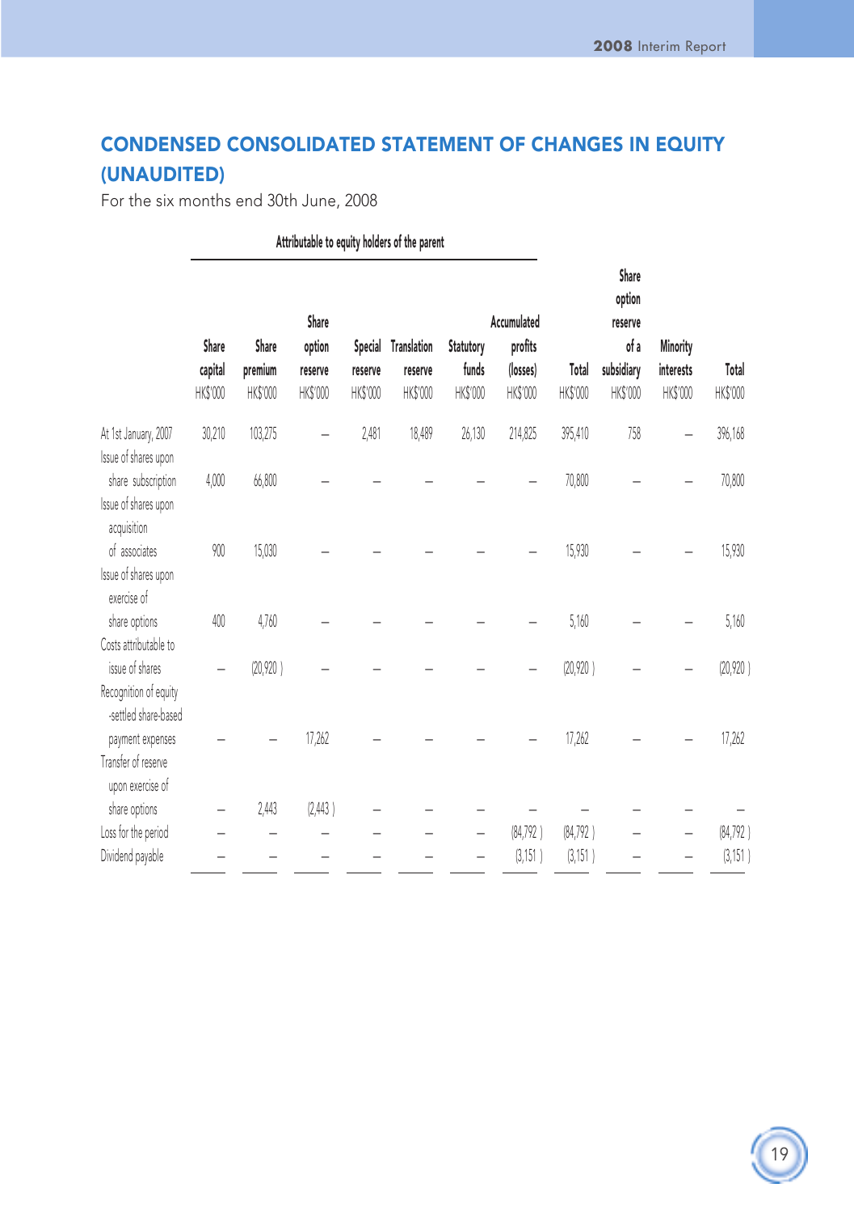## CONDENSED CONSOLIDATED STATEMENT OF CHANGES IN EQUITY (UNAUDITED)

For the six months end 30th June, 2008

| | Attributable to equity holders of the parent | | | | | | | | | | |
|---|---|---|---|---|---|---|---|---|---|---|---|
| | Share capital HK$'000 | Share premium HK$'000 | Share option reserve HK$'000 | Special reserve HK$'000 | Translation reserve HK$'000 | Statutory funds HK$'000 | Accumulated profits (losses) HK$'000 | Total HK$'000 | Share option reserve of a subsidiary HK$'000 | Minority interests HK$'000 | Total HK$'000 |
| At 1st January, 2007 | 30,210 | 103,275 | – | 2,481 | 18,489 | 26,130 | 214,825 | 395,410 | 758 | – | 396,168 |
| Issue of shares upon share subscription | 4,000 | 66,800 | – | – | – | – | – | 70,800 | – | – | 70,800 |
| Issue of shares upon acquisition of associates | 900 | 15,030 | – | – | – | – | – | 15,930 | – | – | 15,930 |
| Issue of shares upon exercise of share options | 400 | 4,760 | – | – | – | – | – | 5,160 | – | – | 5,160 |
| Costs attributable to issue of shares | – | (20,920) | – | – | – | – | – | (20,920) | – | – | (20,920) |
| Recognition of equity-settled share-based payment expenses | – | – | 17,262 | – | – | – | – | 17,262 | – | – | 17,262 |
| Transfer of reserve upon exercise of share options | – | 2,443 | (2,443) | – | – | – | – | – | – | – | – |
| Loss for the period | – | – | – | – | – | – | (84,792) | (84,792) | – | – | (84,792) |
| Dividend payable | – | – | – | – | – | – | (3,151) | (3,151) | – | – | (3,151) |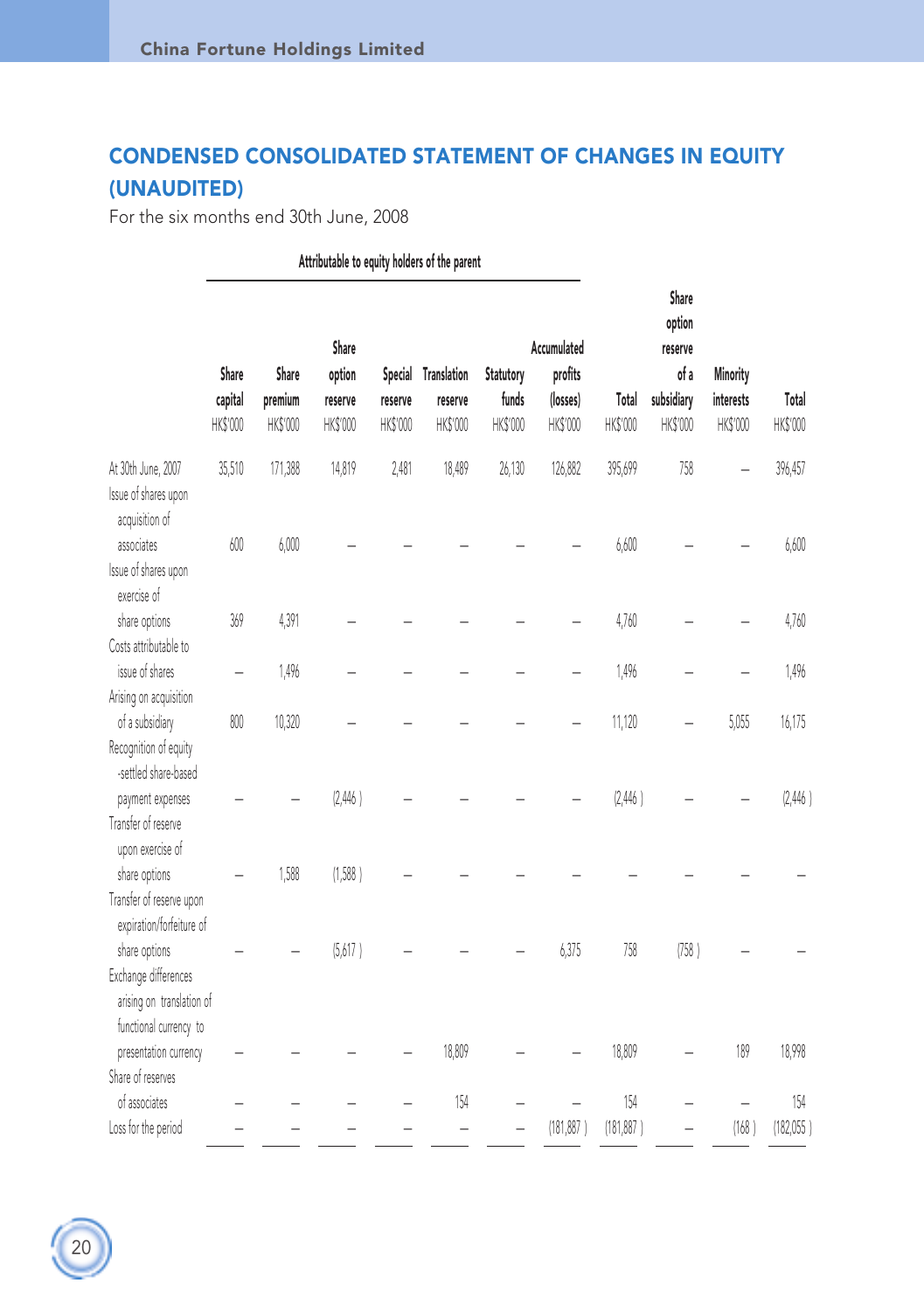## CONDENSED CONSOLIDATED STATEMENT OF CHANGES IN EQUITY (UNAUDITED)

For the six months end 30th June, 2008

| | Attributable to equity holders of the parent | | | | | | | | | | |
|---|---|---|---|---|---|---|---|---|---|---|---|
| | Share capital HK$'000 | Share premium HK$'000 | Share option reserve HK$'000 | Special reserve HK$'000 | Translation reserve HK$'000 | Statutory funds HK$'000 | Accumulated profits (losses) HK$'000 | Total HK$'000 | Share option reserve of a subsidiary HK$'000 | Minority interests HK$'000 | Total HK$'000 |
| At 30th June, 2007 | 35,510 | 171,388 | 14,819 | 2,481 | 18,489 | 26,130 | 126,882 | 395,699 | 758 | – | 396,457 |
| Issue of shares upon acquisition of associates | 600 | 6,000 | – | – | – | – | – | 6,600 | – | – | 6,600 |
| Issue of shares upon exercise of share options | 369 | 4,391 | – | – | – | – | – | 4,760 | – | – | 4,760 |
| Costs attributable to issue of shares | – | 1,496 | – | – | – | – | – | 1,496 | – | – | 1,496 |
| Arising on acquisition of a subsidiary | 800 | 10,320 | – | – | – | – | – | 11,120 | – | 5,055 | 16,175 |
| Recognition of equity-settled share-based payment expenses | – | – | (2,446) | – | – | – | – | (2,446) | – | – | (2,446) |
| Transfer of reserve upon exercise of share options | – | 1,588 | (1,588) | – | – | – | – | – | – | – | – |
| Transfer of reserve upon expiration/forfeiture of share options | – | – | (5,617) | – | – | – | 6,375 | 758 | (758) | – | – |
| Exchange differences arising on translation of functional currency to presentation currency | – | – | – | – | 18,809 | – | – | 18,809 | – | 189 | 18,998 |
| Share of reserves of associates | – | – | – | – | 154 | – | – | 154 | – | – | 154 |
| Loss for the period | – | – | – | – | – | – | (181,887) | (181,887) | – | (168) | (182,055) |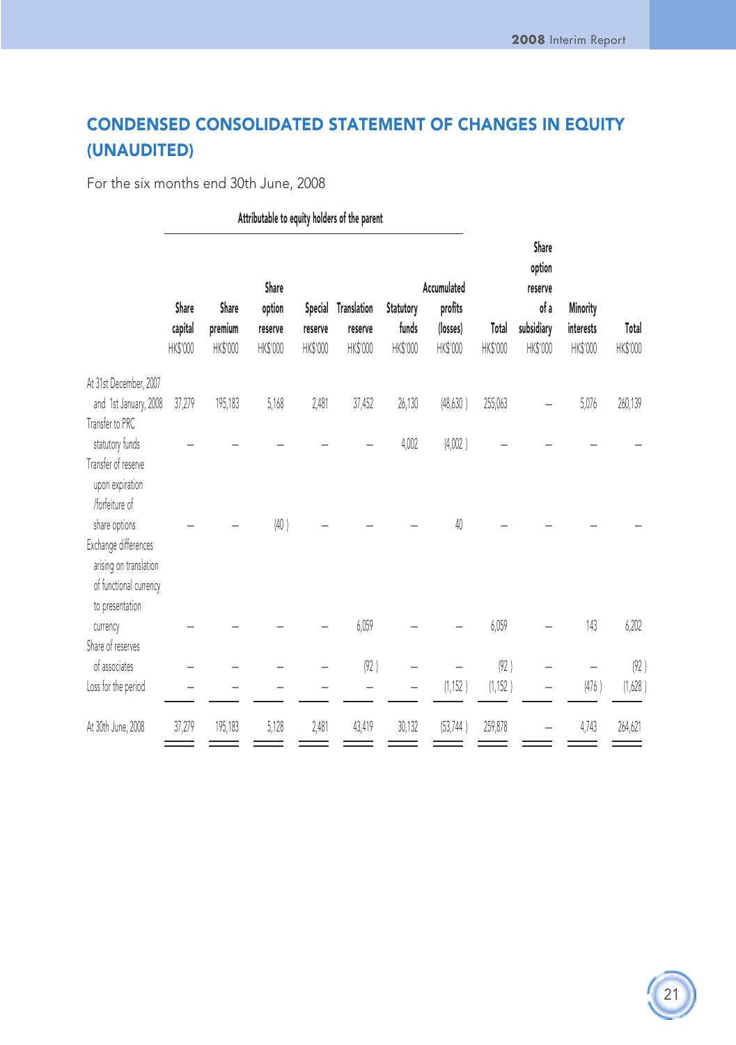## CONDENSED CONSOLIDATED STATEMENT OF CHANGES IN EQUITY (UNAUDITED)

For the six months end 30th June, 2008

| | Attributable to equity holders of the parent | | | | | | | | | | |
|---|---|---|---|---|---|---|---|---|---|---|---|
| | Share capital HK$'000 | Share premium HK$'000 | Share option reserve HK$'000 | Special reserve HK$'000 | Translation reserve HK$'000 | Statutory funds HK$'000 | Accumulated profits (losses) HK$'000 | Total HK$'000 | Share option reserve of a subsidiary HK$'000 | Minority interests HK$'000 | Total HK$'000 |
| At 31st December, 2007 and 1st January, 2008 | 37,279 | 195,183 | 5,168 | 2,481 | 37,452 | 26,130 | (48,630) | 255,063 | – | 5,076 | 260,139 |
| Transfer to PRC statutory funds | – | – | – | – | – | 4,002 | (4,002) | – | – | – | – |
| Transfer of reserve upon expiration /forfeiture of share options | – | – | (40) | – | – | – | 40 | – | – | – | – |
| Exchange differences arising on translation of functional currency to presentation currency | – | – | – | – | 6,059 | – | – | 6,059 | – | 143 | 6,202 |
| Share of reserves of associates | – | – | – | – | (92) | – | – | (92) | – | – | (92) |
| Loss for the period | – | – | – | – | – | – | (1,152) | (1,152) | – | (476) | (1,628) |
| At 30th June, 2008 | 37,279 | 195,183 | 5,128 | 2,481 | 43,419 | 30,132 | (53,744) | 259,878 | – | 4,743 | 264,621 |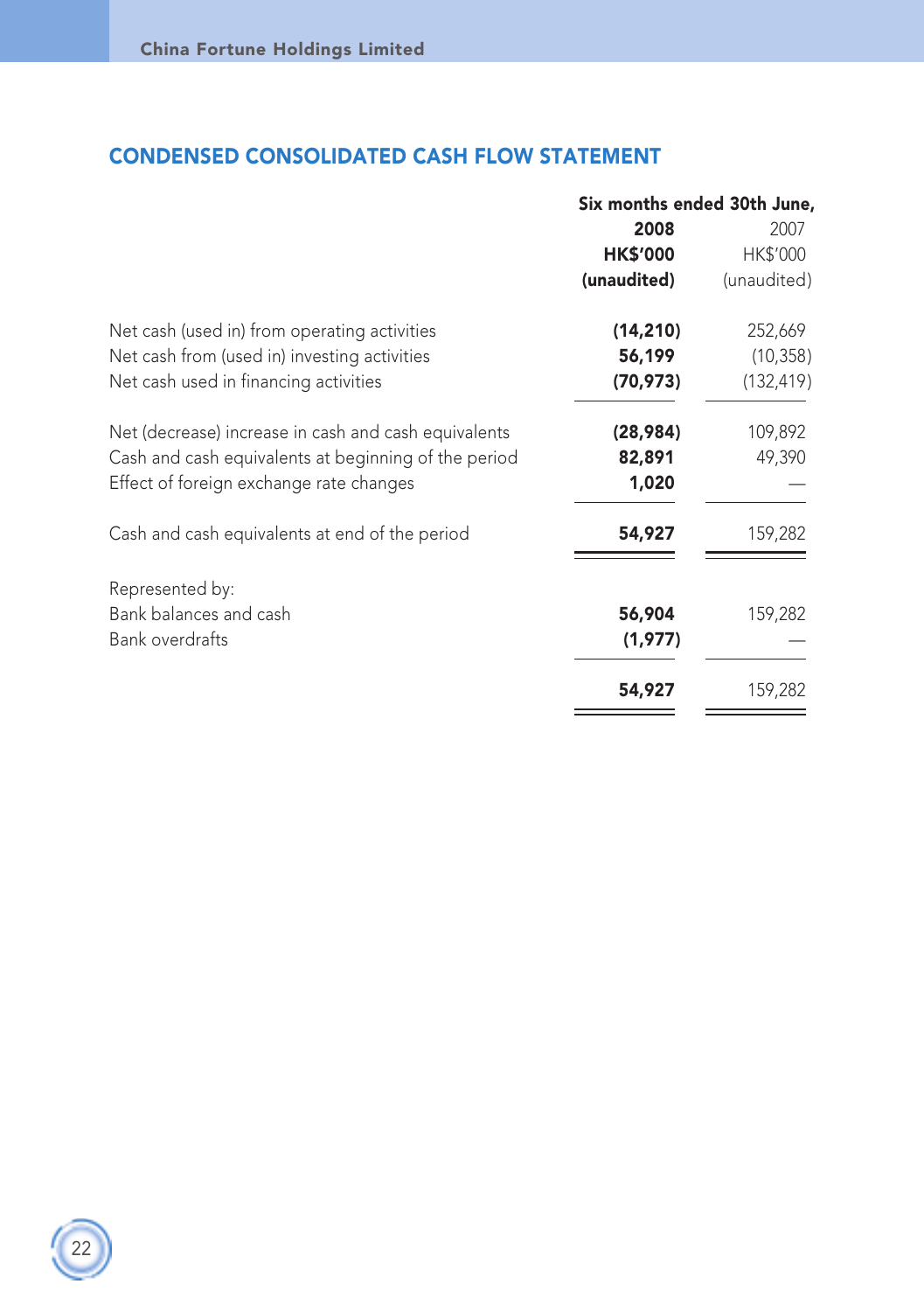## CONDENSED CONSOLIDATED CASH FLOW STATEMENT

| | Six months ended 30th June, | |
|---|---|---|
| | **2008** | 2007 |
| | **HK$'000** | HK$'000 |
| | **(unaudited)** | (unaudited) |
| Net cash (used in) from operating activities | **(14,210)** | 252,669 |
| Net cash from (used in) investing activities | **56,199** | (10,358) |
| Net cash used in financing activities | **(70,973)** | (132,419) |
| Net (decrease) increase in cash and cash equivalents | **(28,984)** | 109,892 |
| Cash and cash equivalents at beginning of the period | **82,891** | 49,390 |
| Effect of foreign exchange rate changes | **1,020** | — |
| Cash and cash equivalents at end of the period | **54,927** | 159,282 |
| Represented by: | | |
| Bank balances and cash | **56,904** | 159,282 |
| Bank overdrafts | **(1,977)** | — |
| | **54,927** | 159,282 |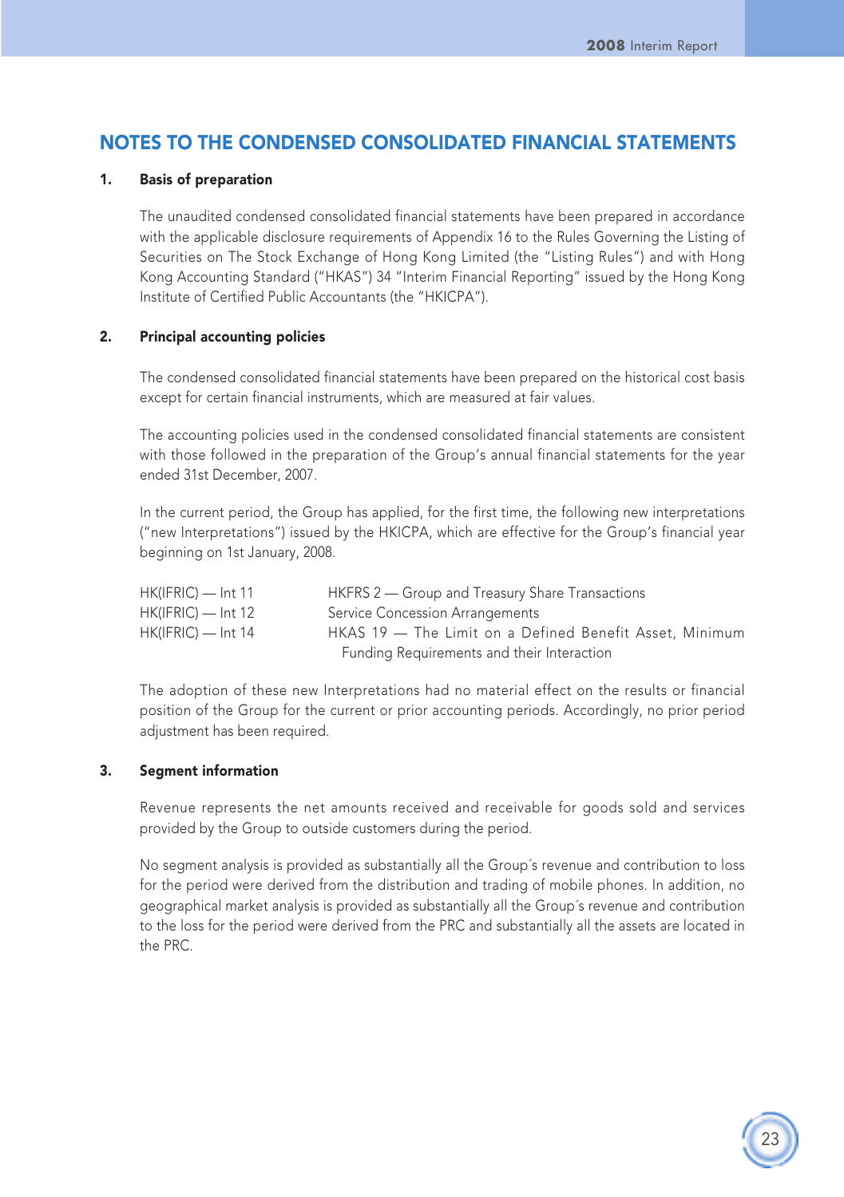# NOTES TO THE CONDENSED CONSOLIDATED FINANCIAL STATEMENTS

## 1. Basis of preparation

The unaudited condensed consolidated financial statements have been prepared in accordance with the applicable disclosure requirements of Appendix 16 to the Rules Governing the Listing of Securities on The Stock Exchange of Hong Kong Limited (the "Listing Rules") and with Hong Kong Accounting Standard ("HKAS") 34 "Interim Financial Reporting" issued by the Hong Kong Institute of Certified Public Accountants (the "HKICPA").

## 2. Principal accounting policies

The condensed consolidated financial statements have been prepared on the historical cost basis except for certain financial instruments, which are measured at fair values.

The accounting policies used in the condensed consolidated financial statements are consistent with those followed in the preparation of the Group's annual financial statements for the year ended 31st December, 2007.

In the current period, the Group has applied, for the first time, the following new interpretations ("new Interpretations") issued by the HKICPA, which are effective for the Group's financial year beginning on 1st January, 2008.

| | |
|---|---|
| HK(IFRIC) — Int 11 | HKFRS 2 — Group and Treasury Share Transactions |
| HK(IFRIC) — Int 12 | Service Concession Arrangements |
| HK(IFRIC) — Int 14 | HKAS 19 — The Limit on a Defined Benefit Asset, Minimum Funding Requirements and their Interaction |

The adoption of these new Interpretations had no material effect on the results or financial position of the Group for the current or prior accounting periods. Accordingly, no prior period adjustment has been required.

## 3. Segment information

Revenue represents the net amounts received and receivable for goods sold and services provided by the Group to outside customers during the period.

No segment analysis is provided as substantially all the Group´s revenue and contribution to loss for the period were derived from the distribution and trading of mobile phones. In addition, no geographical market analysis is provided as substantially all the Group´s revenue and contribution to the loss for the period were derived from the PRC and substantially all the assets are located in the PRC.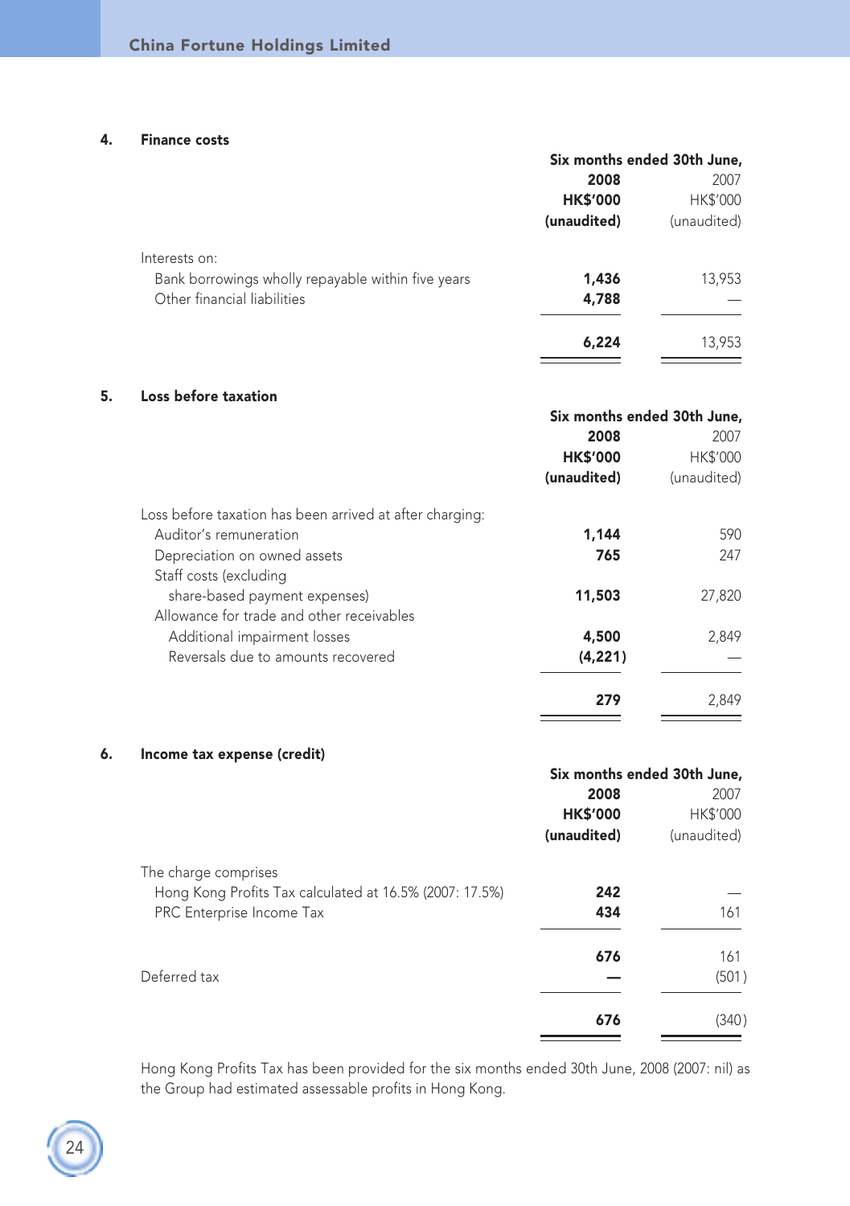## 4. Finance costs

| | Six months ended 30th June, | |
|---|---|---|
| | **2008** | 2007 |
| | **HK$'000** | HK$'000 |
| | **(unaudited)** | (unaudited) |
| Interests on: | | |
| Bank borrowings wholly repayable within five years | **1,436** | 13,953 |
| Other financial liabilities | **4,788** | — |
| | **6,224** | 13,953 |

## 5. Loss before taxation

| | Six months ended 30th June, | |
|---|---|---|
| | **2008** | 2007 |
| | **HK$'000** | HK$'000 |
| | **(unaudited)** | (unaudited) |
| Loss before taxation has been arrived at after charging: | | |
| Auditor's remuneration | **1,144** | 590 |
| Depreciation on owned assets | **765** | 247 |
| Staff costs (excluding share-based payment expenses) | **11,503** | 27,820 |
| Allowance for trade and other receivables | | |
| Additional impairment losses | **4,500** | 2,849 |
| Reversals due to amounts recovered | **(4,221)** | — |
| | **279** | 2,849 |

## 6. Income tax expense (credit)

| | Six months ended 30th June, | |
|---|---|---|
| | **2008** | 2007 |
| | **HK$'000** | HK$'000 |
| | **(unaudited)** | (unaudited) |
| The charge comprises | | |
| Hong Kong Profits Tax calculated at 16.5% (2007: 17.5%) | **242** | — |
| PRC Enterprise Income Tax | **434** | 161 |
| | **676** | 161 |
| Deferred tax | **—** | (501) |
| | **676** | (340) |

Hong Kong Profits Tax has been provided for the six months ended 30th June, 2008 (2007: nil) as the Group had estimated assessable profits in Hong Kong.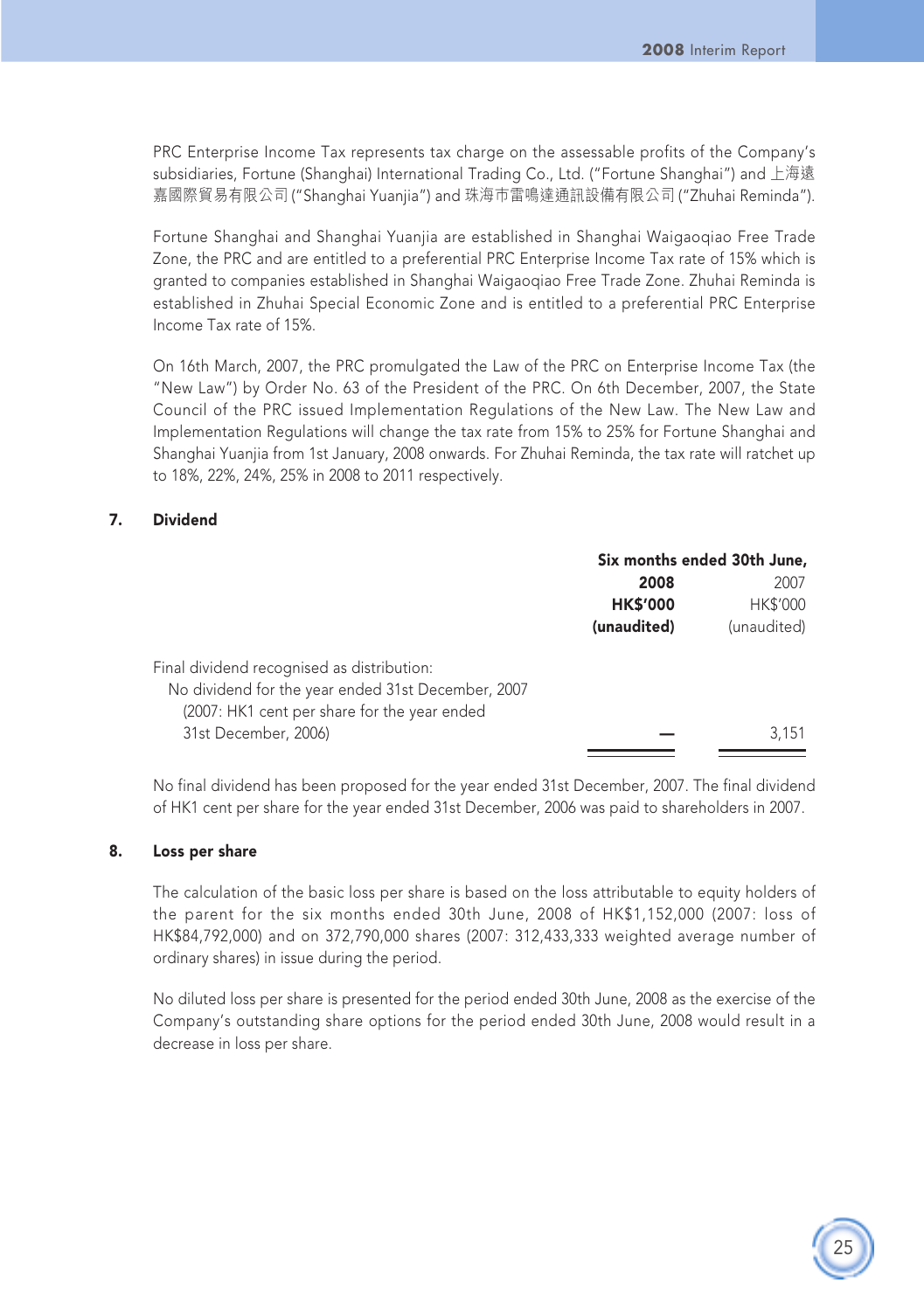PRC Enterprise Income Tax represents tax charge on the assessable profits of the Company's subsidiaries, Fortune (Shanghai) International Trading Co., Ltd. ("Fortune Shanghai") and 上海遠嘉國際貿易有限公司 ("Shanghai Yuanjia") and 珠海市雷鳴達通訊設備有限公司 ("Zhuhai Reminda").

Fortune Shanghai and Shanghai Yuanjia are established in Shanghai Waigaoqiao Free Trade Zone, the PRC and are entitled to a preferential PRC Enterprise Income Tax rate of 15% which is granted to companies established in Shanghai Waigaoqiao Free Trade Zone. Zhuhai Reminda is established in Zhuhai Special Economic Zone and is entitled to a preferential PRC Enterprise Income Tax rate of 15%.

On 16th March, 2007, the PRC promulgated the Law of the PRC on Enterprise Income Tax (the "New Law") by Order No. 63 of the President of the PRC. On 6th December, 2007, the State Council of the PRC issued Implementation Regulations of the New Law. The New Law and Implementation Regulations will change the tax rate from 15% to 25% for Fortune Shanghai and Shanghai Yuanjia from 1st January, 2008 onwards. For Zhuhai Reminda, the tax rate will ratchet up to 18%, 22%, 24%, 25% in 2008 to 2011 respectively.

## 7. Dividend

| | Six months ended 30th June, | |
|---|---|---|
| | **2008** | 2007 |
| | **HK$'000** | HK$'000 |
| | **(unaudited)** | (unaudited) |
| Final dividend recognised as distribution: No dividend for the year ended 31st December, 2007 (2007: HK1 cent per share for the year ended 31st December, 2006) | **–** | 3,151 |

No final dividend has been proposed for the year ended 31st December, 2007. The final dividend of HK1 cent per share for the year ended 31st December, 2006 was paid to shareholders in 2007.

## 8. Loss per share

The calculation of the basic loss per share is based on the loss attributable to equity holders of the parent for the six months ended 30th June, 2008 of HK$1,152,000 (2007: loss of HK$84,792,000) and on 372,790,000 shares (2007: 312,433,333 weighted average number of ordinary shares) in issue during the period.

No diluted loss per share is presented for the period ended 30th June, 2008 as the exercise of the Company's outstanding share options for the period ended 30th June, 2008 would result in a decrease in loss per share.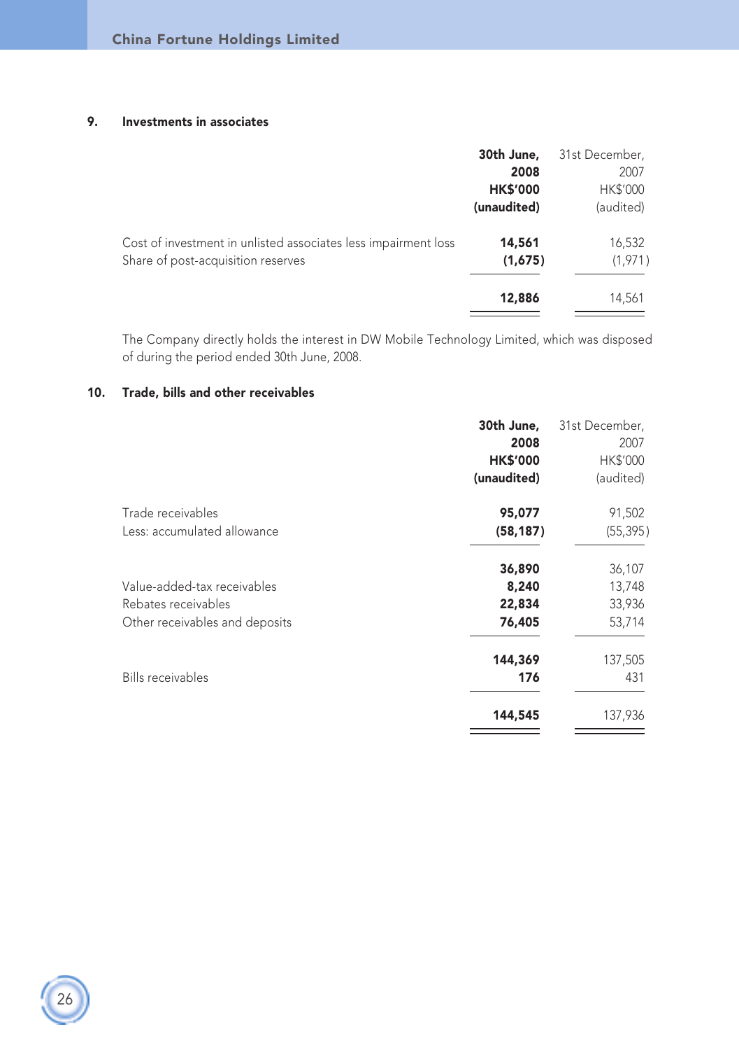## 9. Investments in associates

| | 30th June, 2008 HK$'000 (unaudited) | 31st December, 2007 HK$'000 (audited) |
|---|---|---|
| Cost of investment in unlisted associates less impairment loss | **14,561** | 16,532 |
| Share of post-acquisition reserves | **(1,675)** | (1,971) |
| | **12,886** | 14,561 |

The Company directly holds the interest in DW Mobile Technology Limited, which was disposed of during the period ended 30th June, 2008.

## 10. Trade, bills and other receivables

| | 30th June, 2008 HK$'000 (unaudited) | 31st December, 2007 HK$'000 (audited) |
|---|---|---|
| Trade receivables | **95,077** | 91,502 |
| Less: accumulated allowance | **(58,187)** | (55,395) |
| | **36,890** | 36,107 |
| Value-added-tax receivables | **8,240** | 13,748 |
| Rebates receivables | **22,834** | 33,936 |
| Other receivables and deposits | **76,405** | 53,714 |
| | **144,369** | 137,505 |
| Bills receivables | **176** | 431 |
| | **144,545** | 137,936 |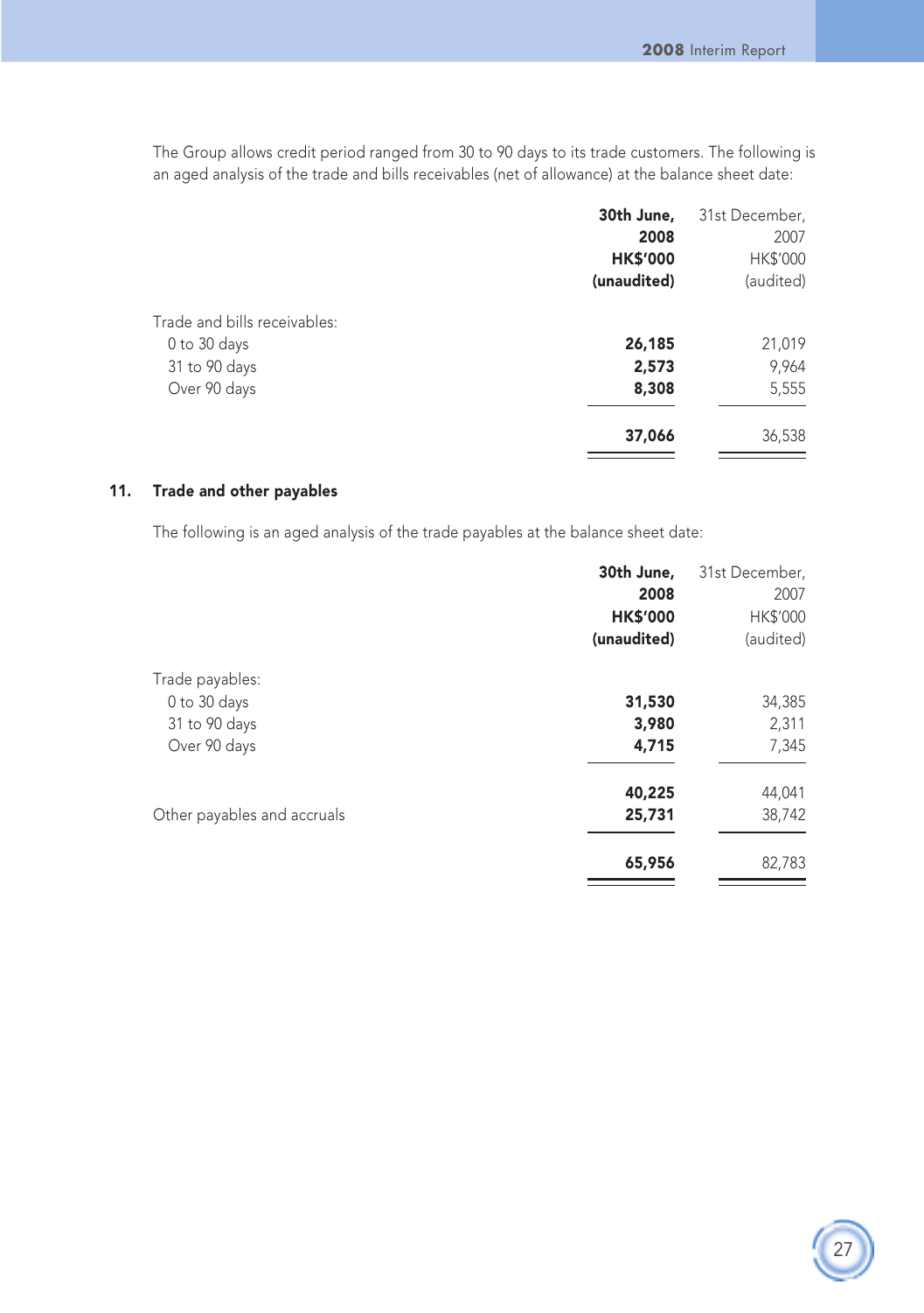The Group allows credit period ranged from 30 to 90 days to its trade customers. The following is an aged analysis of the trade and bills receivables (net of allowance) at the balance sheet date:

| | **30th June, 2008 HK$'000 (unaudited)** | 31st December, 2007 HK$'000 (audited) |
|---|---|---|
| Trade and bills receivables: | | |
| 0 to 30 days | **26,185** | 21,019 |
| 31 to 90 days | **2,573** | 9,964 |
| Over 90 days | **8,308** | 5,555 |
| | **37,066** | 36,538 |

## 11. Trade and other payables

The following is an aged analysis of the trade payables at the balance sheet date:

| | **30th June, 2008 HK$'000 (unaudited)** | 31st December, 2007 HK$'000 (audited) |
|---|---|---|
| Trade payables: | | |
| 0 to 30 days | **31,530** | 34,385 |
| 31 to 90 days | **3,980** | 2,311 |
| Over 90 days | **4,715** | 7,345 |
| | **40,225** | 44,041 |
| Other payables and accruals | **25,731** | 38,742 |
| | **65,956** | 82,783 |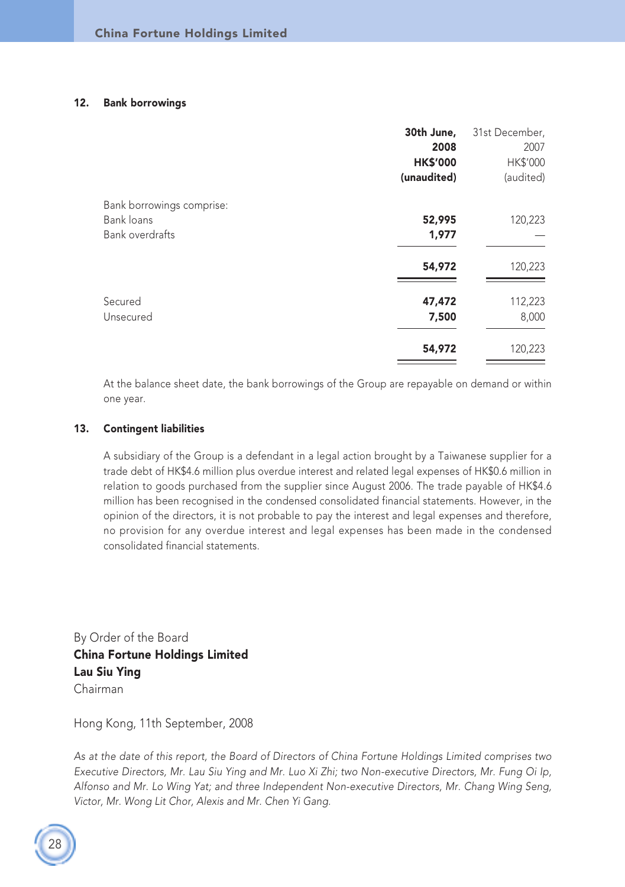## 12. Bank borrowings

| | **30th June, 2008 HK$'000 (unaudited)** | 31st December, 2007 HK$'000 (audited) |
|---|---|---|
| Bank borrowings comprise: | | |
| Bank loans | **52,995** | 120,223 |
| Bank overdrafts | **1,977** | — |
| | **54,972** | 120,223 |
| Secured | **47,472** | 112,223 |
| Unsecured | **7,500** | 8,000 |
| | **54,972** | 120,223 |

At the balance sheet date, the bank borrowings of the Group are repayable on demand or within one year.

## 13. Contingent liabilities

A subsidiary of the Group is a defendant in a legal action brought by a Taiwanese supplier for a trade debt of HK$4.6 million plus overdue interest and related legal expenses of HK$0.6 million in relation to goods purchased from the supplier since August 2006. The trade payable of HK$4.6 million has been recognised in the condensed consolidated financial statements. However, in the opinion of the directors, it is not probable to pay the interest and legal expenses and therefore, no provision for any overdue interest and legal expenses has been made in the condensed consolidated financial statements.

By Order of the Board
**China Fortune Holdings Limited**
**Lau Siu Ying**
Chairman

Hong Kong, 11th September, 2008

*As at the date of this report, the Board of Directors of China Fortune Holdings Limited comprises two Executive Directors, Mr. Lau Siu Ying and Mr. Luo Xi Zhi; two Non-executive Directors, Mr. Fung Oi Ip, Alfonso and Mr. Lo Wing Yat; and three Independent Non-executive Directors, Mr. Chang Wing Seng, Victor, Mr. Wong Lit Chor, Alexis and Mr. Chen Yi Gang.*